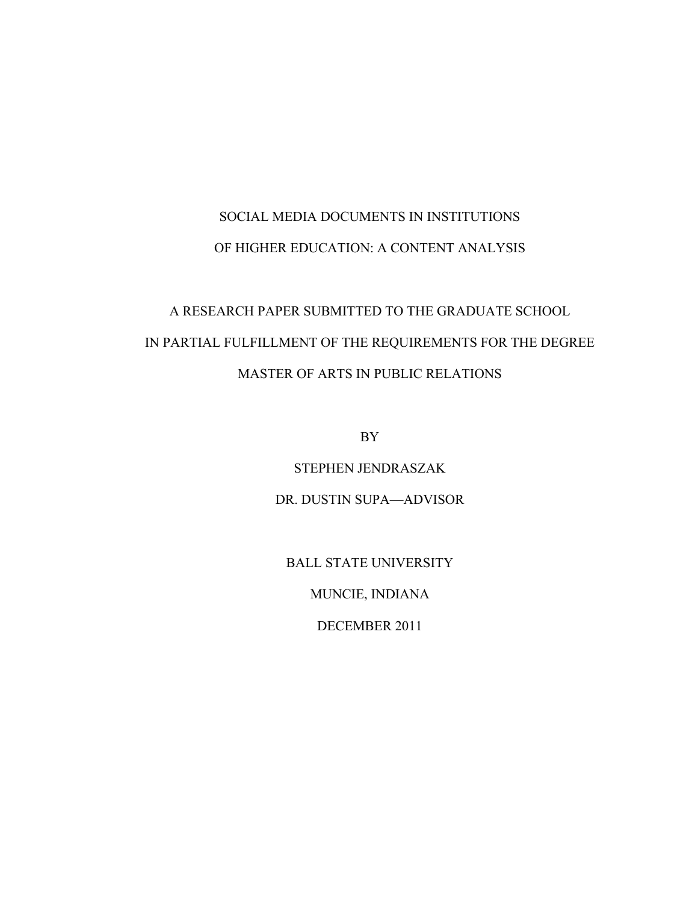# SOCIAL MEDIA DOCUMENTS IN INSTITUTIONS OF HIGHER EDUCATION: A CONTENT ANALYSIS

A RESEARCH PAPER SUBMITTED TO THE GRADUATE SCHOOL

IN PARTIAL FULFILLMENT OF THE REQUIREMENTS FOR THE DEGREE

MASTER OF ARTS IN PUBLIC RELATIONS

BY

STEPHEN JENDRASZAK

DR. DUSTIN SUPA—ADVISOR

BALL STATE UNIVERSITY

MUNCIE, INDIANA

DECEMBER 2011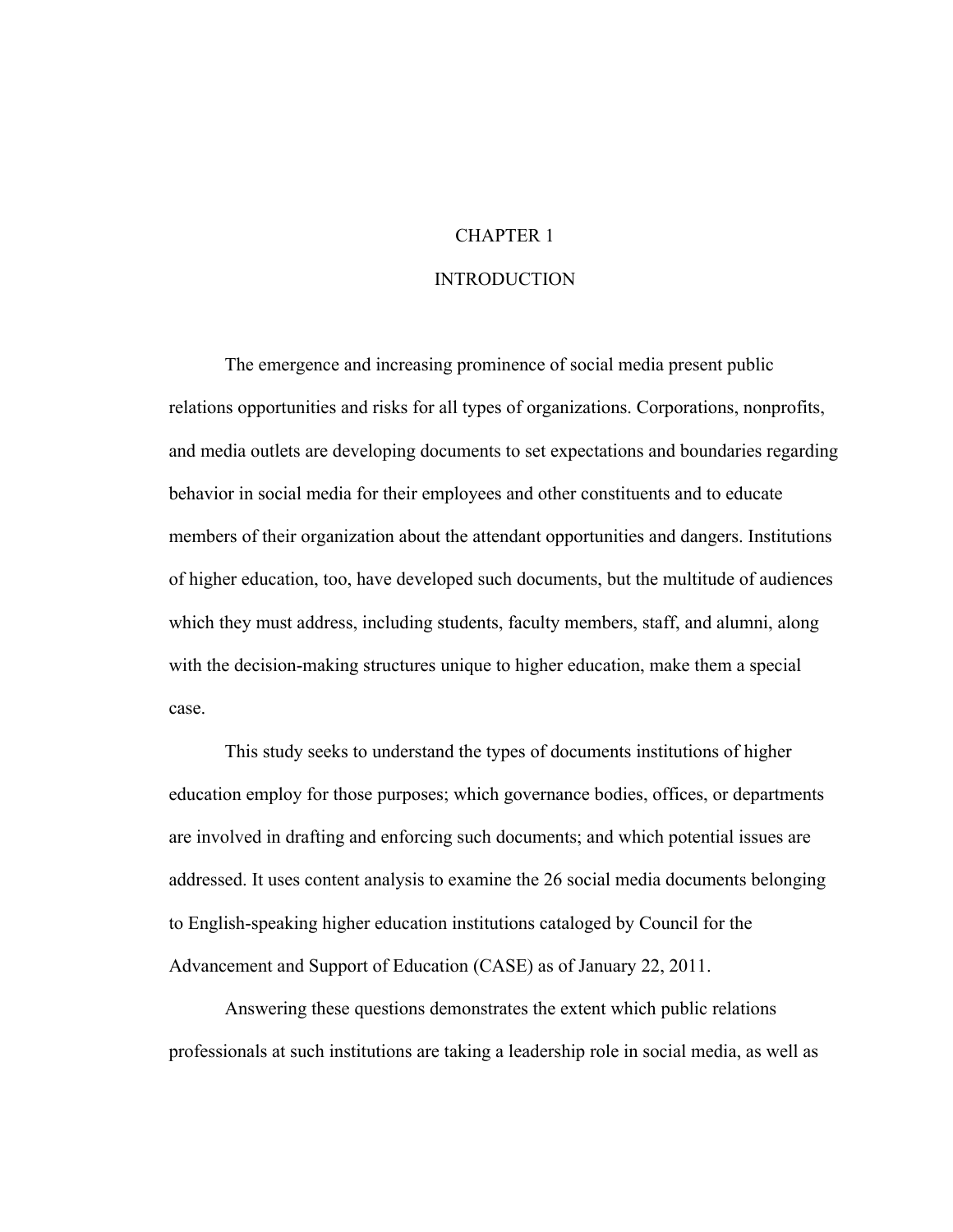# CHAPTER 1

# INTRODUCTION

The emergence and increasing prominence of social media present public relations opportunities and risks for all types of organizations. Corporations, nonprofits, and media outlets are developing documents to set expectations and boundaries regarding behavior in social media for their employees and other constituents and to educate members of their organization about the attendant opportunities and dangers. Institutions of higher education, too, have developed such documents, but the multitude of audiences which they must address, including students, faculty members, staff, and alumni, along with the decision-making structures unique to higher education, make them a special case.

This study seeks to understand the types of documents institutions of higher education employ for those purposes; which governance bodies, offices, or departments are involved in drafting and enforcing such documents; and which potential issues are addressed. It uses content analysis to examine the 26 social media documents belonging to English-speaking higher education institutions cataloged by Council for the Advancement and Support of Education (CASE) as of January 22, 2011.

Answering these questions demonstrates the extent which public relations professionals at such institutions are taking a leadership role in social media, as well as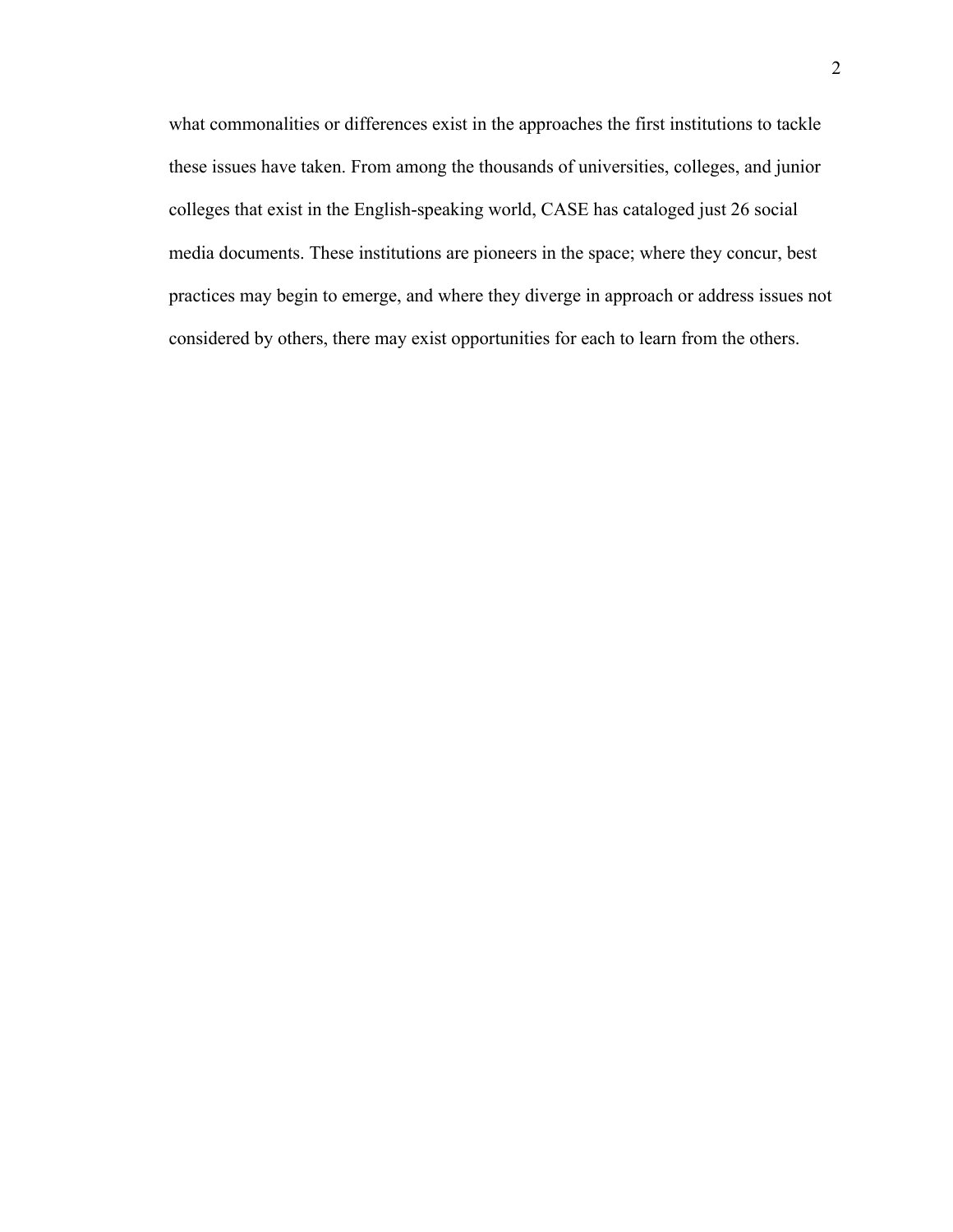what commonalities or differences exist in the approaches the first institutions to tackle these issues have taken. From among the thousands of universities, colleges, and junior colleges that exist in the English-speaking world, CASE has cataloged just 26 social media documents. These institutions are pioneers in the space; where they concur, best practices may begin to emerge, and where they diverge in approach or address issues not considered by others, there may exist opportunities for each to learn from the others.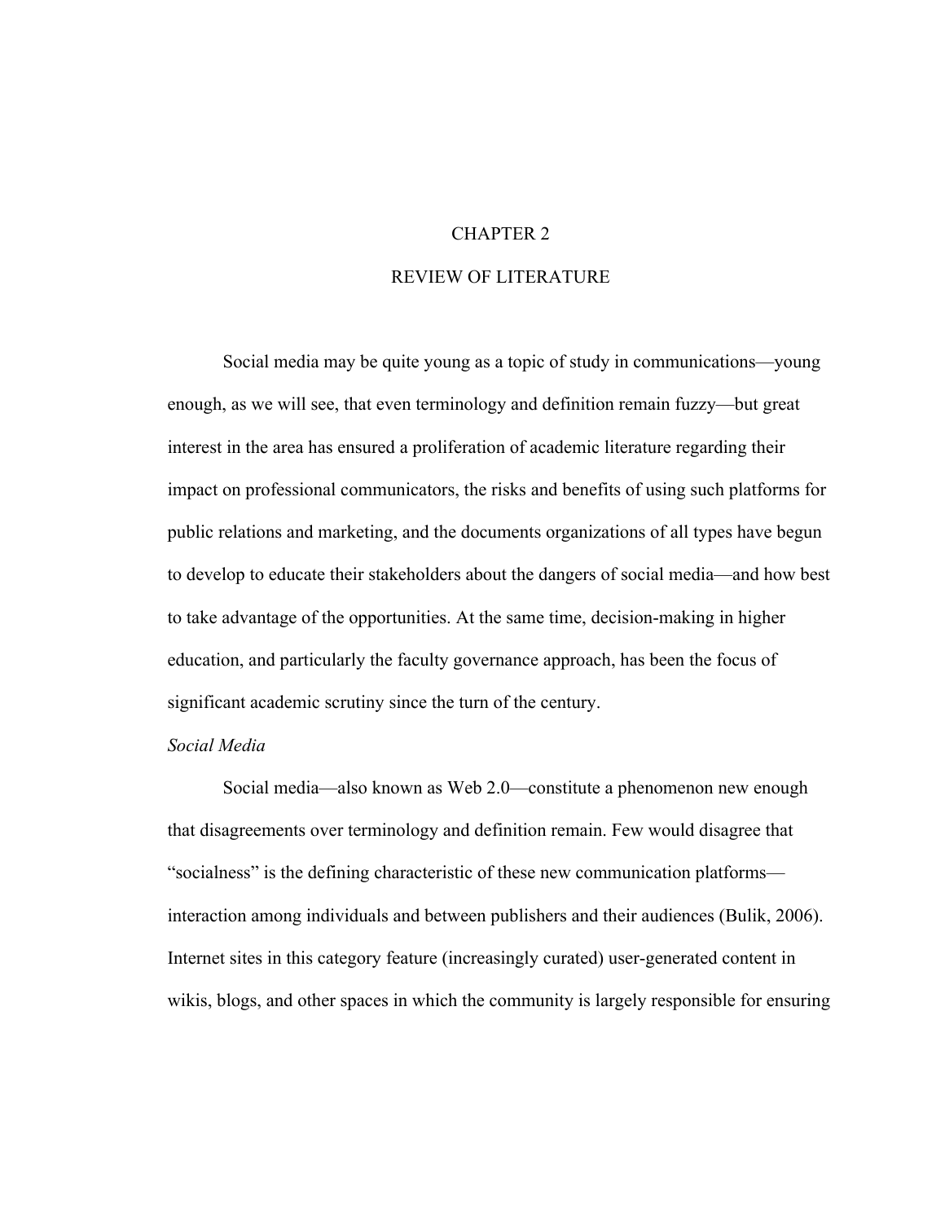# CHAPTER 2

# REVIEW OF LITERATURE

Social media may be quite young as a topic of study in communications—young enough, as we will see, that even terminology and definition remain fuzzy—but great interest in the area has ensured a proliferation of academic literature regarding their impact on professional communicators, the risks and benefits of using such platforms for public relations and marketing, and the documents organizations of all types have begun to develop to educate their stakeholders about the dangers of social media—and how best to take advantage of the opportunities. At the same time, decision-making in higher education, and particularly the faculty governance approach, has been the focus of significant academic scrutiny since the turn of the century.

## *Social Media*

Social media—also known as Web 2.0—constitute a phenomenon new enough that disagreements over terminology and definition remain. Few would disagree that "socialness" is the defining characteristic of these new communication platforms—interaction among individuals and between publishers and their audiences (Bulik, 2006). Internet sites in this category feature (increasingly curated) user-generated content in wikis, blogs, and other spaces in which the community is largely responsible for ensuring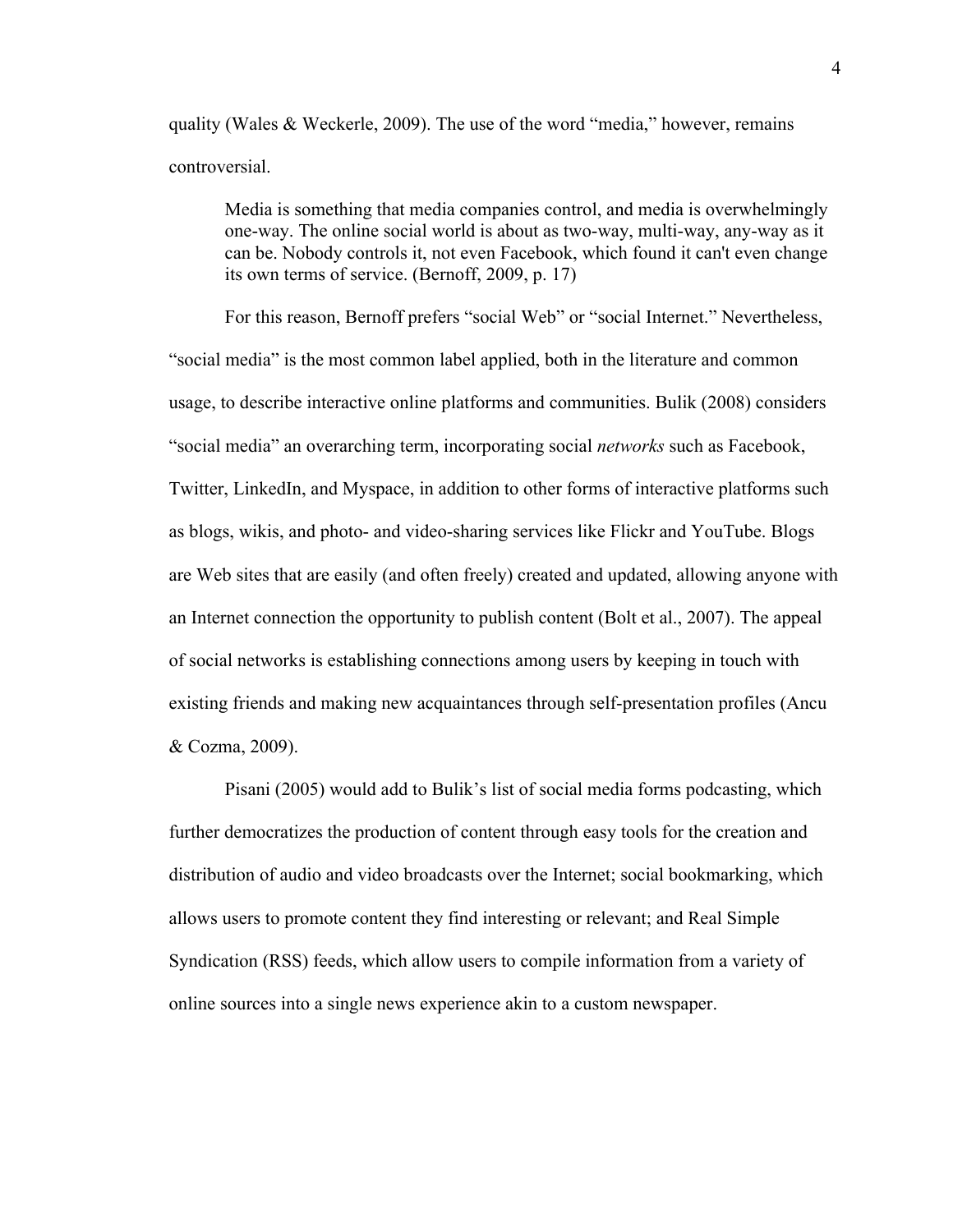quality (Wales & Weckerle, 2009). The use of the word "media," however, remains controversial.

> Media is something that media companies control, and media is overwhelmingly one-way. The online social world is about as two-way, multi-way, any-way as it can be. Nobody controls it, not even Facebook, which found it can't even change its own terms of service. (Bernoff, 2009, p. 17)

For this reason, Bernoff prefers "social Web" or "social Internet." Nevertheless, "social media" is the most common label applied, both in the literature and common usage, to describe interactive online platforms and communities. Bulik (2008) considers "social media" an overarching term, incorporating social *networks* such as Facebook, Twitter, LinkedIn, and Myspace, in addition to other forms of interactive platforms such as blogs, wikis, and photo- and video-sharing services like Flickr and YouTube. Blogs are Web sites that are easily (and often freely) created and updated, allowing anyone with an Internet connection the opportunity to publish content (Bolt et al., 2007). The appeal of social networks is establishing connections among users by keeping in touch with existing friends and making new acquaintances through self-presentation profiles (Ancu & Cozma, 2009).

Pisani (2005) would add to Bulik's list of social media forms podcasting, which further democratizes the production of content through easy tools for the creation and distribution of audio and video broadcasts over the Internet; social bookmarking, which allows users to promote content they find interesting or relevant; and Real Simple Syndication (RSS) feeds, which allow users to compile information from a variety of online sources into a single news experience akin to a custom newspaper.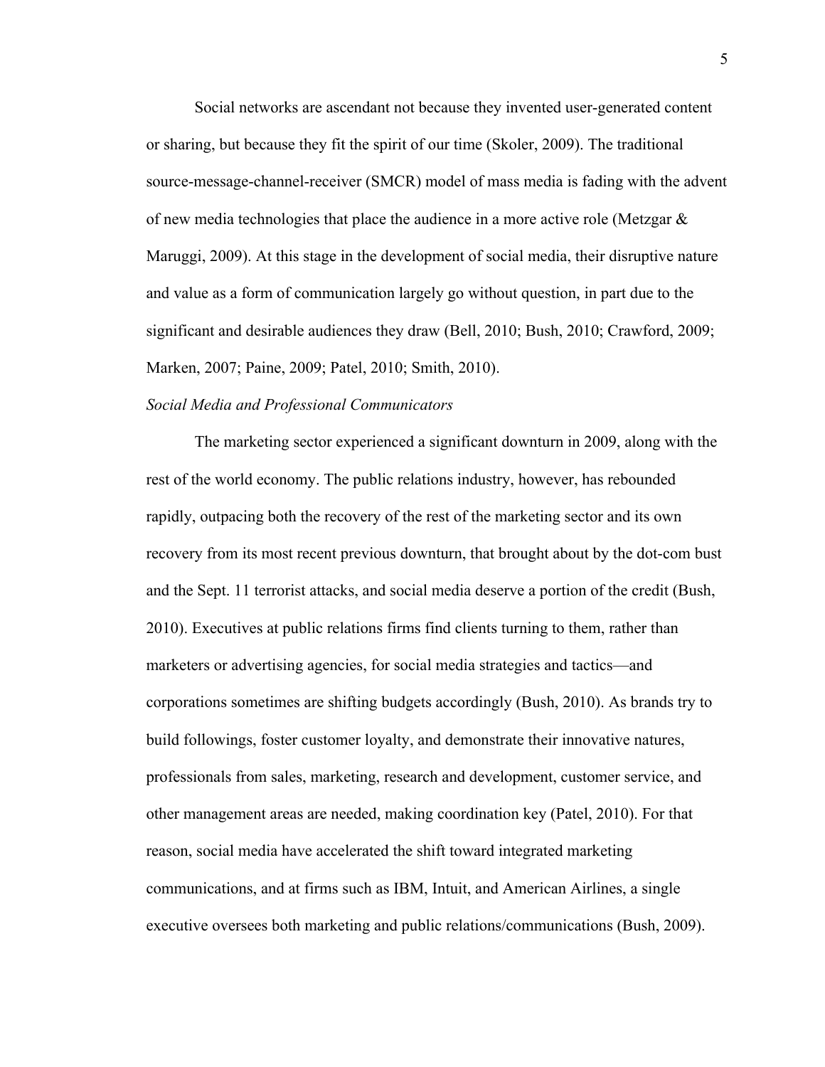Social networks are ascendant not because they invented user-generated content or sharing, but because they fit the spirit of our time (Skoler, 2009). The traditional source-message-channel-receiver (SMCR) model of mass media is fading with the advent of new media technologies that place the audience in a more active role (Metzgar & Maruggi, 2009). At this stage in the development of social media, their disruptive nature and value as a form of communication largely go without question, in part due to the significant and desirable audiences they draw (Bell, 2010; Bush, 2010; Crawford, 2009; Marken, 2007; Paine, 2009; Patel, 2010; Smith, 2010).

*Social Media and Professional Communicators*

The marketing sector experienced a significant downturn in 2009, along with the rest of the world economy. The public relations industry, however, has rebounded rapidly, outpacing both the recovery of the rest of the marketing sector and its own recovery from its most recent previous downturn, that brought about by the dot-com bust and the Sept. 11 terrorist attacks, and social media deserve a portion of the credit (Bush, 2010). Executives at public relations firms find clients turning to them, rather than marketers or advertising agencies, for social media strategies and tactics—and corporations sometimes are shifting budgets accordingly (Bush, 2010). As brands try to build followings, foster customer loyalty, and demonstrate their innovative natures, professionals from sales, marketing, research and development, customer service, and other management areas are needed, making coordination key (Patel, 2010). For that reason, social media have accelerated the shift toward integrated marketing communications, and at firms such as IBM, Intuit, and American Airlines, a single executive oversees both marketing and public relations/communications (Bush, 2009).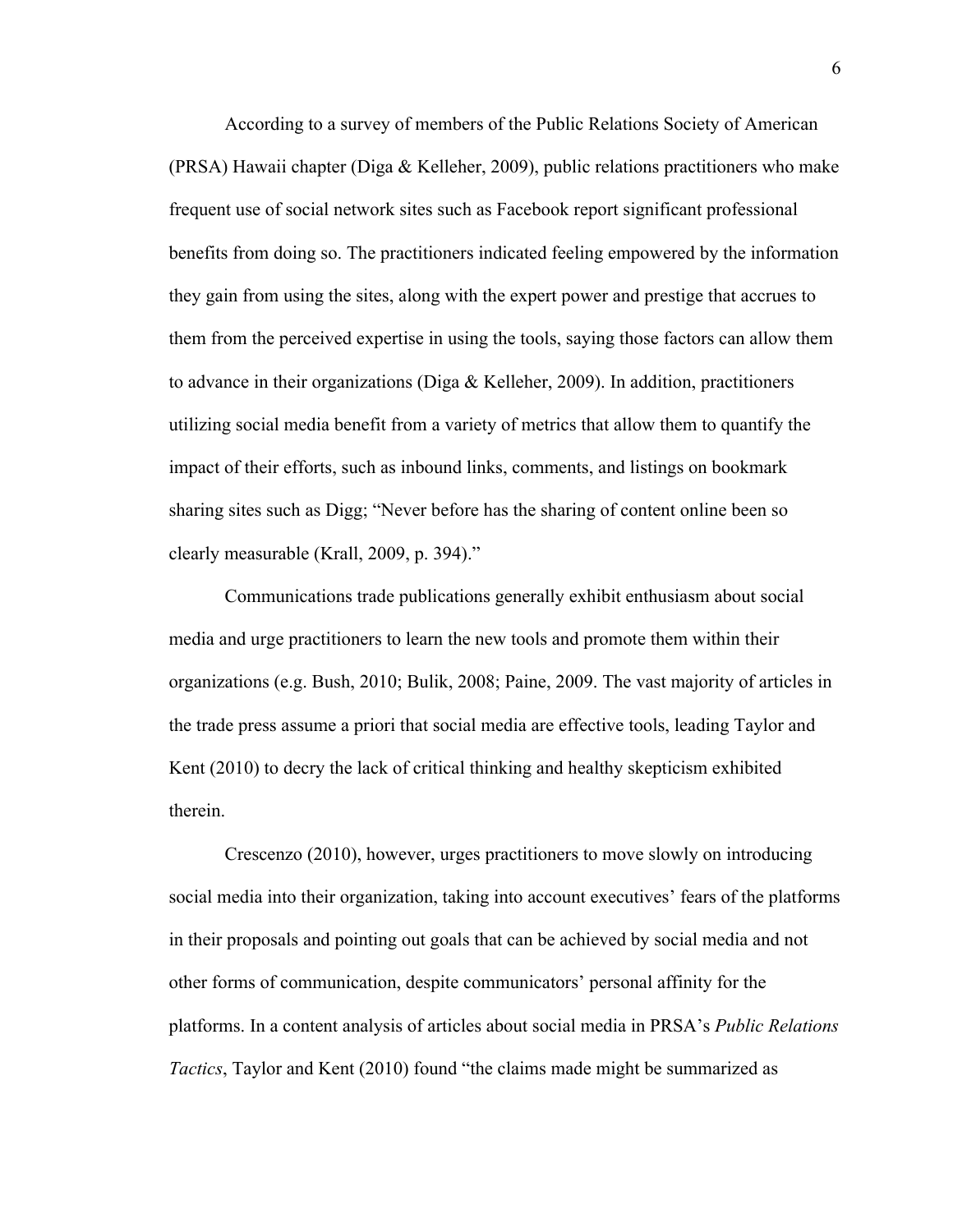According to a survey of members of the Public Relations Society of American (PRSA) Hawaii chapter (Diga & Kelleher, 2009), public relations practitioners who make frequent use of social network sites such as Facebook report significant professional benefits from doing so. The practitioners indicated feeling empowered by the information they gain from using the sites, along with the expert power and prestige that accrues to them from the perceived expertise in using the tools, saying those factors can allow them to advance in their organizations (Diga & Kelleher, 2009). In addition, practitioners utilizing social media benefit from a variety of metrics that allow them to quantify the impact of their efforts, such as inbound links, comments, and listings on bookmark sharing sites such as Digg; "Never before has the sharing of content online been so clearly measurable (Krall, 2009, p. 394)."

Communications trade publications generally exhibit enthusiasm about social media and urge practitioners to learn the new tools and promote them within their organizations (e.g. Bush, 2010; Bulik, 2008; Paine, 2009. The vast majority of articles in the trade press assume a priori that social media are effective tools, leading Taylor and Kent (2010) to decry the lack of critical thinking and healthy skepticism exhibited therein.

Crescenzo (2010), however, urges practitioners to move slowly on introducing social media into their organization, taking into account executives' fears of the platforms in their proposals and pointing out goals that can be achieved by social media and not other forms of communication, despite communicators' personal affinity for the platforms. In a content analysis of articles about social media in PRSA's *Public Relations Tactics*, Taylor and Kent (2010) found "the claims made might be summarized as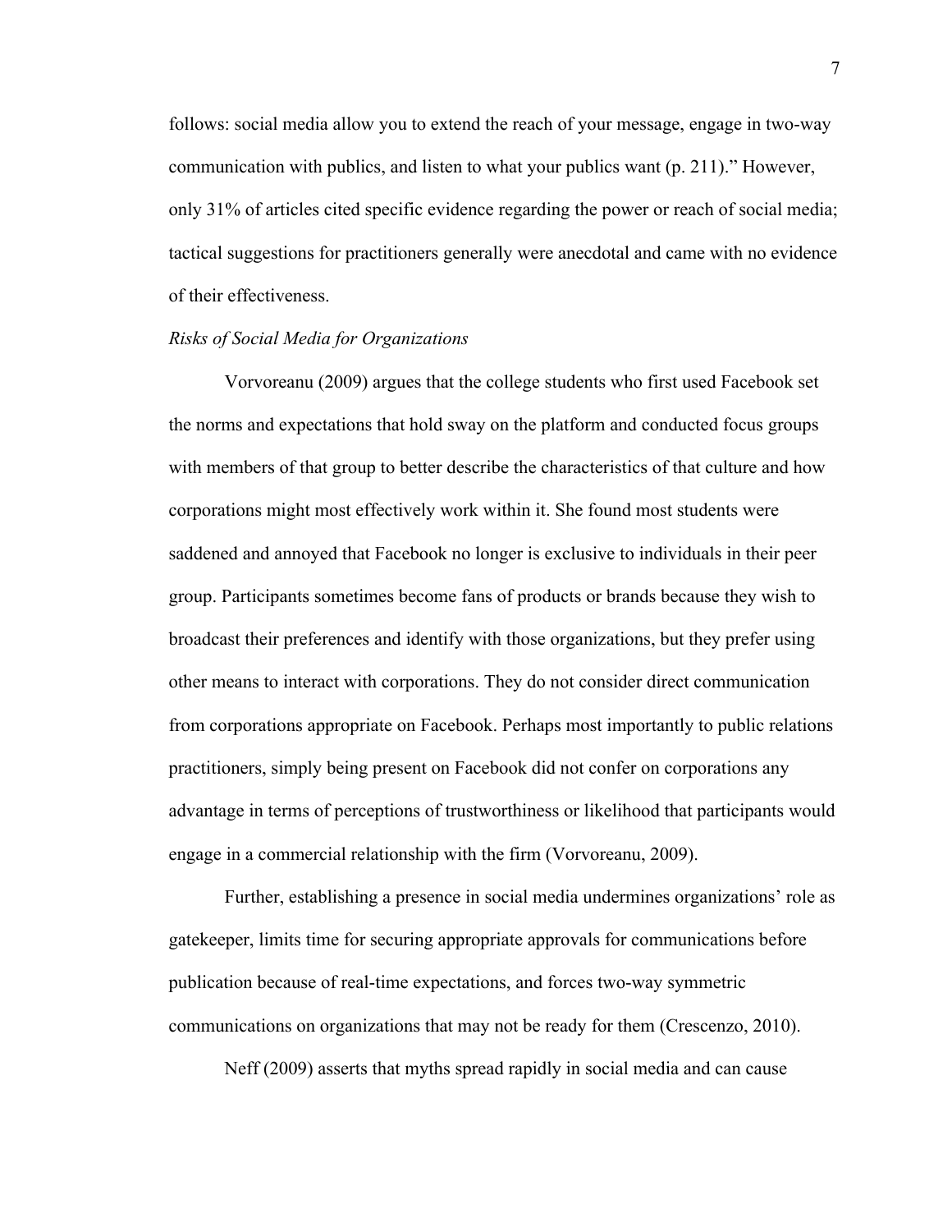follows: social media allow you to extend the reach of your message, engage in two-way communication with publics, and listen to what your publics want (p. 211)." However, only 31% of articles cited specific evidence regarding the power or reach of social media; tactical suggestions for practitioners generally were anecdotal and came with no evidence of their effectiveness.

*Risks of Social Media for Organizations*

Vorvoreanu (2009) argues that the college students who first used Facebook set the norms and expectations that hold sway on the platform and conducted focus groups with members of that group to better describe the characteristics of that culture and how corporations might most effectively work within it. She found most students were saddened and annoyed that Facebook no longer is exclusive to individuals in their peer group. Participants sometimes become fans of products or brands because they wish to broadcast their preferences and identify with those organizations, but they prefer using other means to interact with corporations. They do not consider direct communication from corporations appropriate on Facebook. Perhaps most importantly to public relations practitioners, simply being present on Facebook did not confer on corporations any advantage in terms of perceptions of trustworthiness or likelihood that participants would engage in a commercial relationship with the firm (Vorvoreanu, 2009).

Further, establishing a presence in social media undermines organizations' role as gatekeeper, limits time for securing appropriate approvals for communications before publication because of real-time expectations, and forces two-way symmetric communications on organizations that may not be ready for them (Crescenzo, 2010).

Neff (2009) asserts that myths spread rapidly in social media and can cause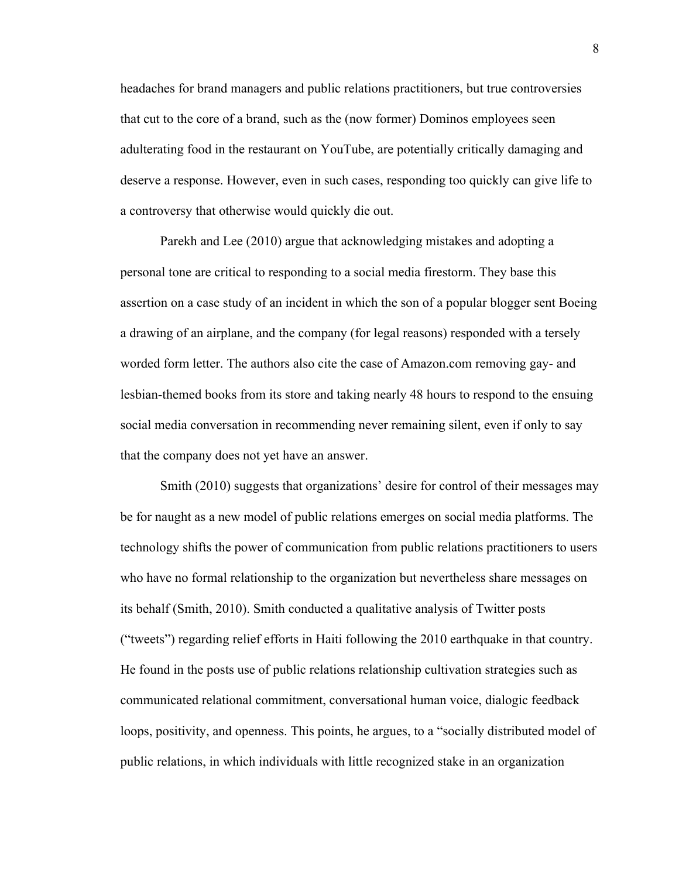headaches for brand managers and public relations practitioners, but true controversies that cut to the core of a brand, such as the (now former) Dominos employees seen adulterating food in the restaurant on YouTube, are potentially critically damaging and deserve a response. However, even in such cases, responding too quickly can give life to a controversy that otherwise would quickly die out.

Parekh and Lee (2010) argue that acknowledging mistakes and adopting a personal tone are critical to responding to a social media firestorm. They base this assertion on a case study of an incident in which the son of a popular blogger sent Boeing a drawing of an airplane, and the company (for legal reasons) responded with a tersely worded form letter. The authors also cite the case of Amazon.com removing gay- and lesbian-themed books from its store and taking nearly 48 hours to respond to the ensuing social media conversation in recommending never remaining silent, even if only to say that the company does not yet have an answer.

Smith (2010) suggests that organizations' desire for control of their messages may be for naught as a new model of public relations emerges on social media platforms. The technology shifts the power of communication from public relations practitioners to users who have no formal relationship to the organization but nevertheless share messages on its behalf (Smith, 2010). Smith conducted a qualitative analysis of Twitter posts ("tweets") regarding relief efforts in Haiti following the 2010 earthquake in that country. He found in the posts use of public relations relationship cultivation strategies such as communicated relational commitment, conversational human voice, dialogic feedback loops, positivity, and openness. This points, he argues, to a "socially distributed model of public relations, in which individuals with little recognized stake in an organization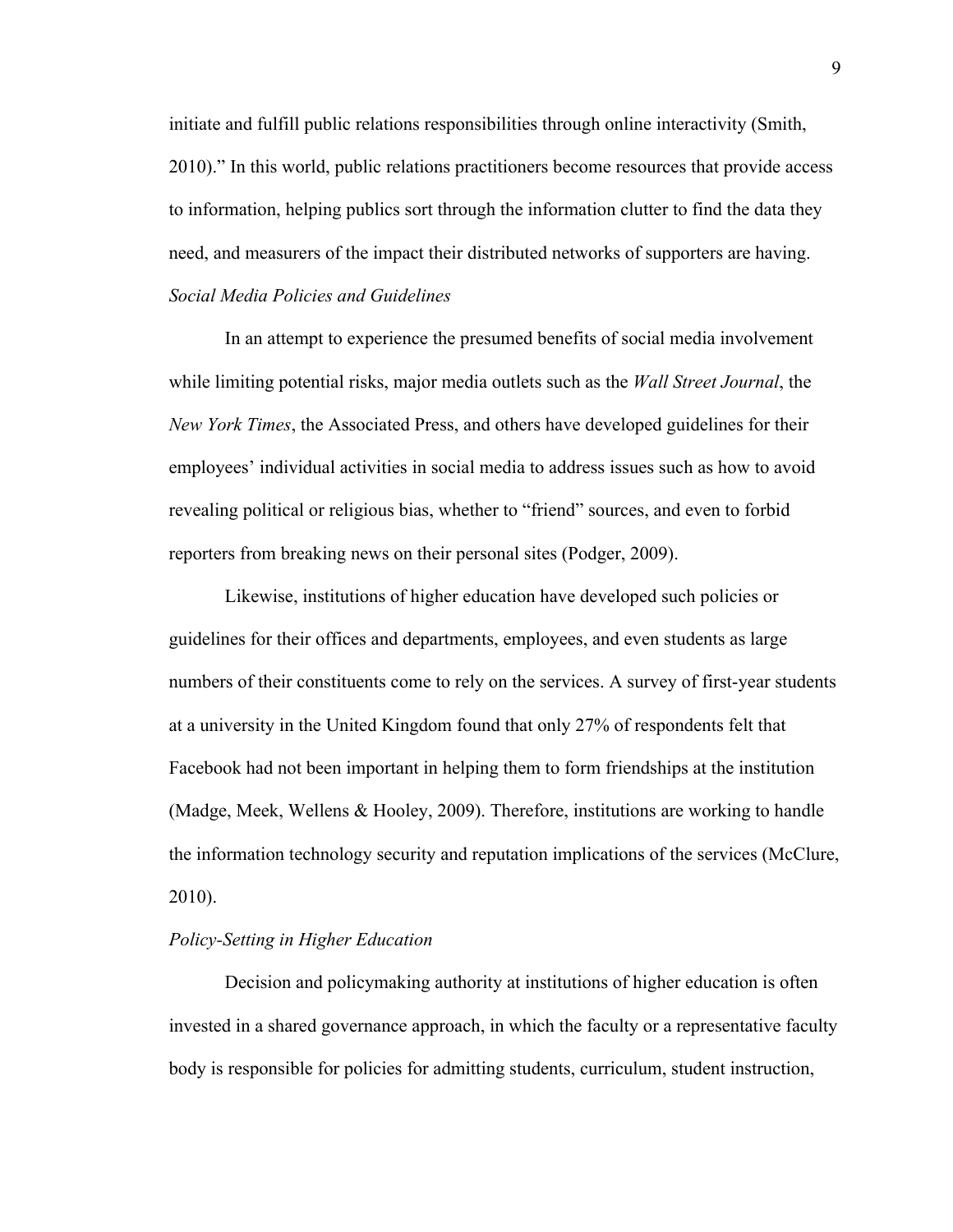initiate and fulfill public relations responsibilities through online interactivity (Smith, 2010)." In this world, public relations practitioners become resources that provide access to information, helping publics sort through the information clutter to find the data they need, and measurers of the impact their distributed networks of supporters are having.

*Social Media Policies and Guidelines*

In an attempt to experience the presumed benefits of social media involvement while limiting potential risks, major media outlets such as the *Wall Street Journal*, the *New York Times*, the Associated Press, and others have developed guidelines for their employees' individual activities in social media to address issues such as how to avoid revealing political or religious bias, whether to "friend" sources, and even to forbid reporters from breaking news on their personal sites (Podger, 2009).

Likewise, institutions of higher education have developed such policies or guidelines for their offices and departments, employees, and even students as large numbers of their constituents come to rely on the services. A survey of first-year students at a university in the United Kingdom found that only 27% of respondents felt that Facebook had not been important in helping them to form friendships at the institution (Madge, Meek, Wellens & Hooley, 2009). Therefore, institutions are working to handle the information technology security and reputation implications of the services (McClure, 2010).

*Policy-Setting in Higher Education*

Decision and policymaking authority at institutions of higher education is often invested in a shared governance approach, in which the faculty or a representative faculty body is responsible for policies for admitting students, curriculum, student instruction,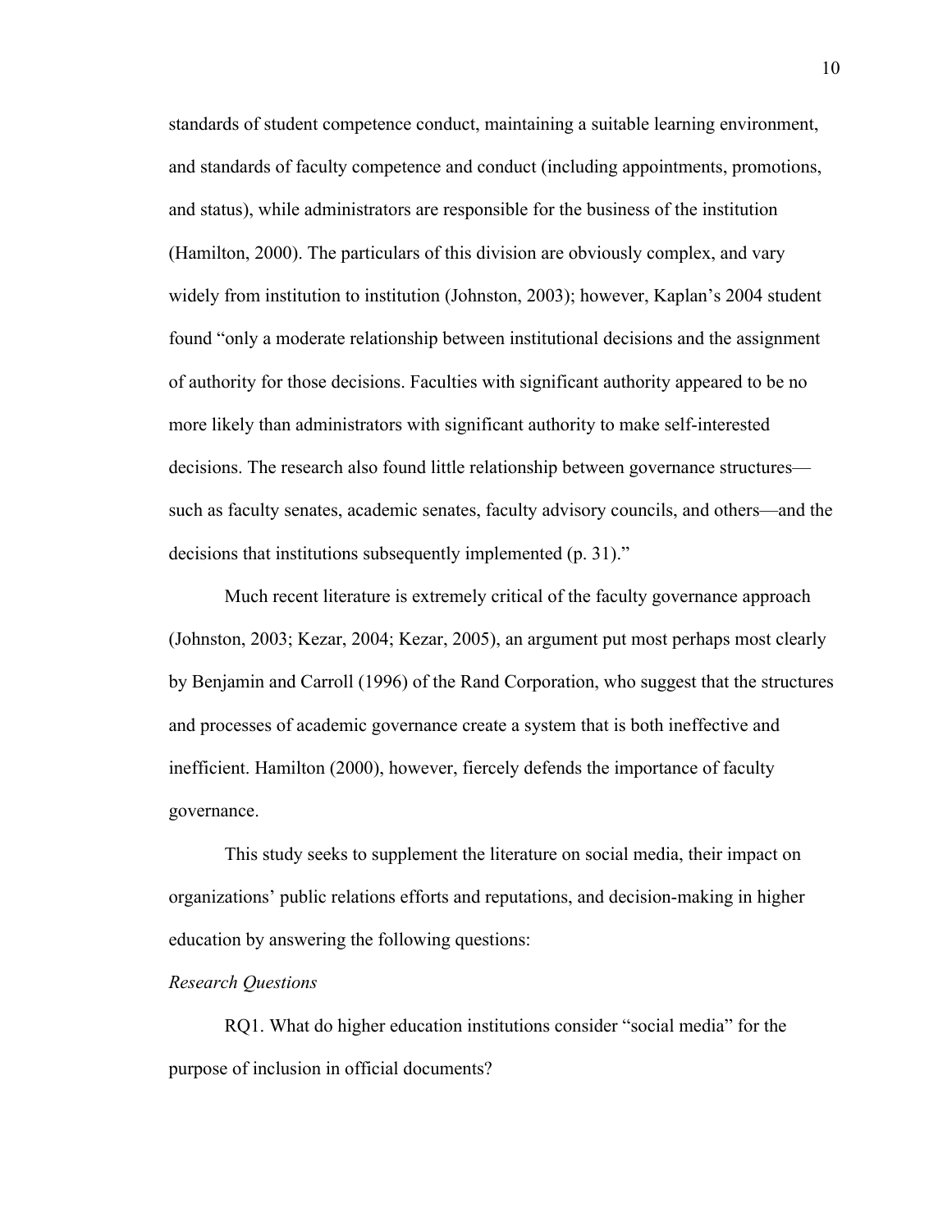standards of student competence conduct, maintaining a suitable learning environment, and standards of faculty competence and conduct (including appointments, promotions, and status), while administrators are responsible for the business of the institution (Hamilton, 2000). The particulars of this division are obviously complex, and vary widely from institution to institution (Johnston, 2003); however, Kaplan's 2004 student found "only a moderate relationship between institutional decisions and the assignment of authority for those decisions. Faculties with significant authority appeared to be no more likely than administrators with significant authority to make self-interested decisions. The research also found little relationship between governance structures—such as faculty senates, academic senates, faculty advisory councils, and others—and the decisions that institutions subsequently implemented (p. 31)."

Much recent literature is extremely critical of the faculty governance approach (Johnston, 2003; Kezar, 2004; Kezar, 2005), an argument put most perhaps most clearly by Benjamin and Carroll (1996) of the Rand Corporation, who suggest that the structures and processes of academic governance create a system that is both ineffective and inefficient. Hamilton (2000), however, fiercely defends the importance of faculty governance.

This study seeks to supplement the literature on social media, their impact on organizations' public relations efforts and reputations, and decision-making in higher education by answering the following questions:

*Research Questions*

RQ1. What do higher education institutions consider "social media" for the purpose of inclusion in official documents?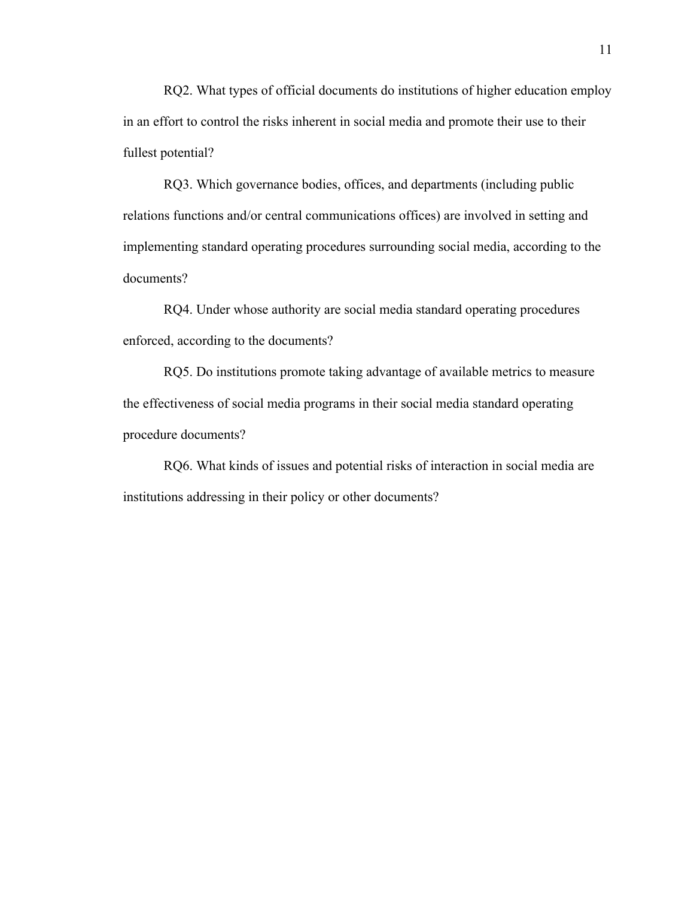RQ2. What types of official documents do institutions of higher education employ in an effort to control the risks inherent in social media and promote their use to their fullest potential?

RQ3. Which governance bodies, offices, and departments (including public relations functions and/or central communications offices) are involved in setting and implementing standard operating procedures surrounding social media, according to the documents?

RQ4. Under whose authority are social media standard operating procedures enforced, according to the documents?

RQ5. Do institutions promote taking advantage of available metrics to measure the effectiveness of social media programs in their social media standard operating procedure documents?

RQ6. What kinds of issues and potential risks of interaction in social media are institutions addressing in their policy or other documents?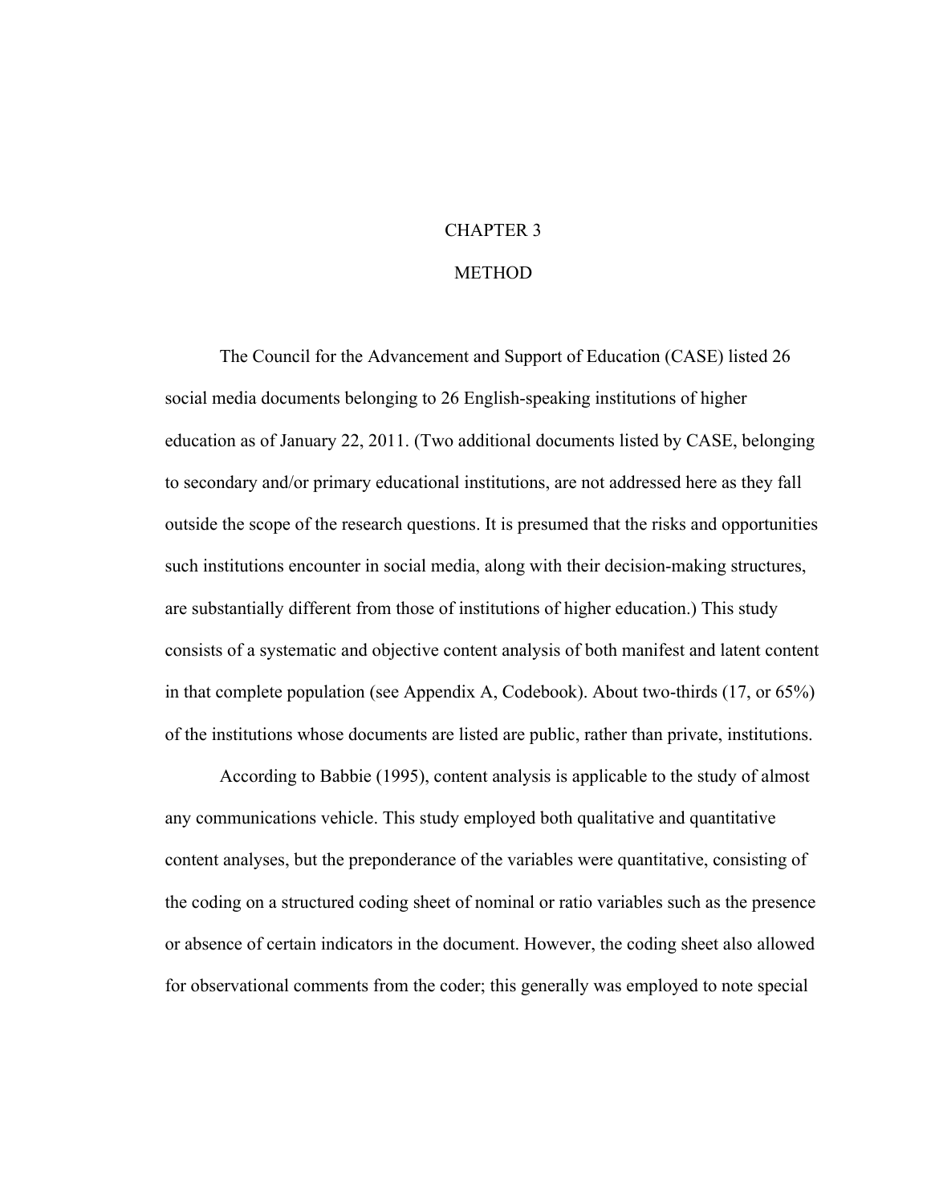# CHAPTER 3

# METHOD

The Council for the Advancement and Support of Education (CASE) listed 26 social media documents belonging to 26 English-speaking institutions of higher education as of January 22, 2011. (Two additional documents listed by CASE, belonging to secondary and/or primary educational institutions, are not addressed here as they fall outside the scope of the research questions. It is presumed that the risks and opportunities such institutions encounter in social media, along with their decision-making structures, are substantially different from those of institutions of higher education.) This study consists of a systematic and objective content analysis of both manifest and latent content in that complete population (see Appendix A, Codebook). About two-thirds (17, or 65%) of the institutions whose documents are listed are public, rather than private, institutions.

According to Babbie (1995), content analysis is applicable to the study of almost any communications vehicle. This study employed both qualitative and quantitative content analyses, but the preponderance of the variables were quantitative, consisting of the coding on a structured coding sheet of nominal or ratio variables such as the presence or absence of certain indicators in the document. However, the coding sheet also allowed for observational comments from the coder; this generally was employed to note special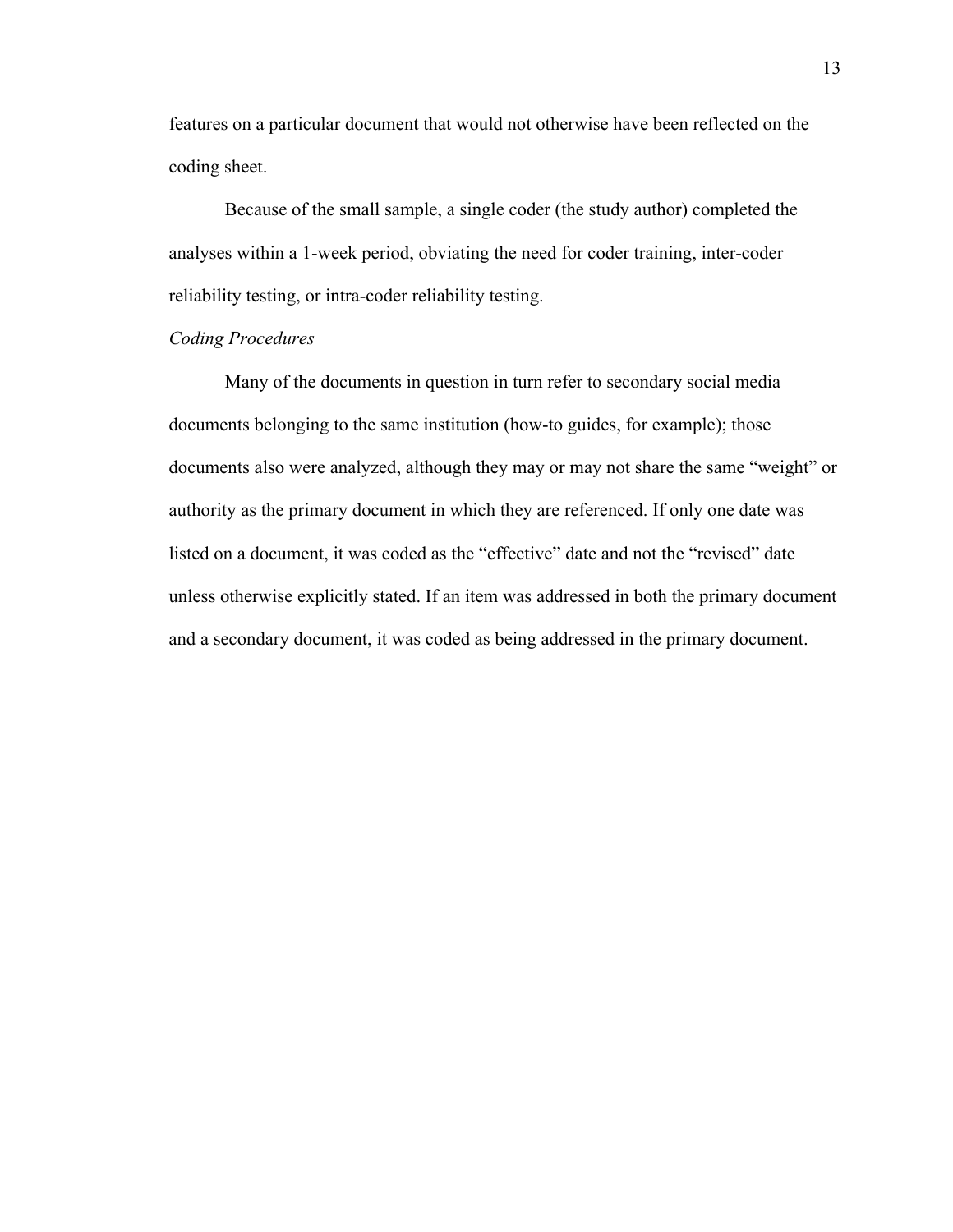features on a particular document that would not otherwise have been reflected on the coding sheet.

Because of the small sample, a single coder (the study author) completed the analyses within a 1-week period, obviating the need for coder training, inter-coder reliability testing, or intra-coder reliability testing.

*Coding Procedures*

Many of the documents in question in turn refer to secondary social media documents belonging to the same institution (how-to guides, for example); those documents also were analyzed, although they may or may not share the same "weight" or authority as the primary document in which they are referenced. If only one date was listed on a document, it was coded as the "effective" date and not the "revised" date unless otherwise explicitly stated. If an item was addressed in both the primary document and a secondary document, it was coded as being addressed in the primary document.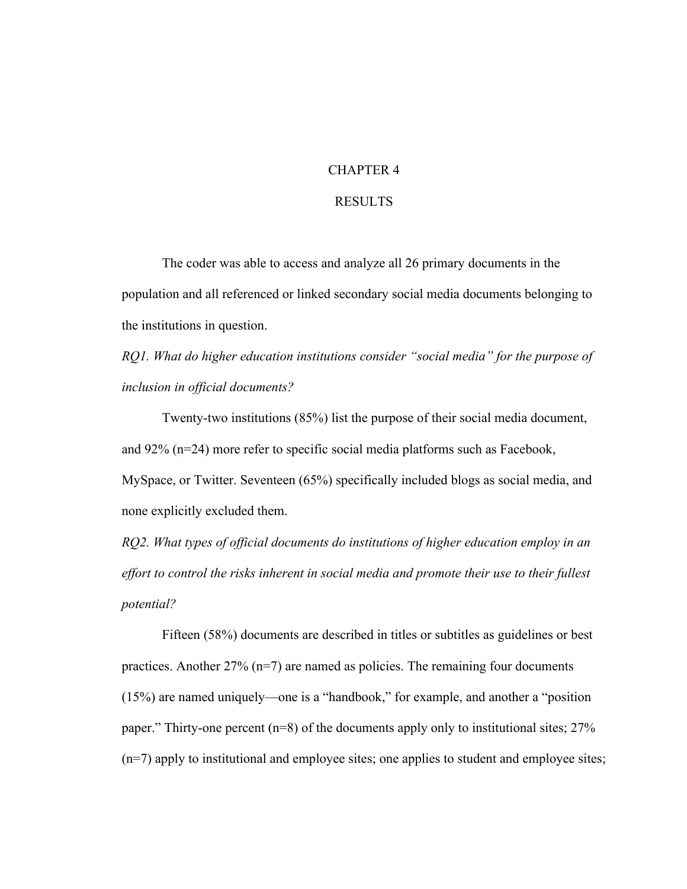# CHAPTER 4

# RESULTS

The coder was able to access and analyze all 26 primary documents in the population and all referenced or linked secondary social media documents belonging to the institutions in question.

*RQ1. What do higher education institutions consider "social media" for the purpose of inclusion in official documents?*

Twenty-two institutions (85%) list the purpose of their social media document, and 92% (n=24) more refer to specific social media platforms such as Facebook, MySpace, or Twitter. Seventeen (65%) specifically included blogs as social media, and none explicitly excluded them.

*RQ2. What types of official documents do institutions of higher education employ in an effort to control the risks inherent in social media and promote their use to their fullest potential?*

Fifteen (58%) documents are described in titles or subtitles as guidelines or best practices. Another 27% (n=7) are named as policies. The remaining four documents (15%) are named uniquely—one is a "handbook," for example, and another a "position paper." Thirty-one percent (n=8) of the documents apply only to institutional sites; 27% (n=7) apply to institutional and employee sites; one applies to student and employee sites;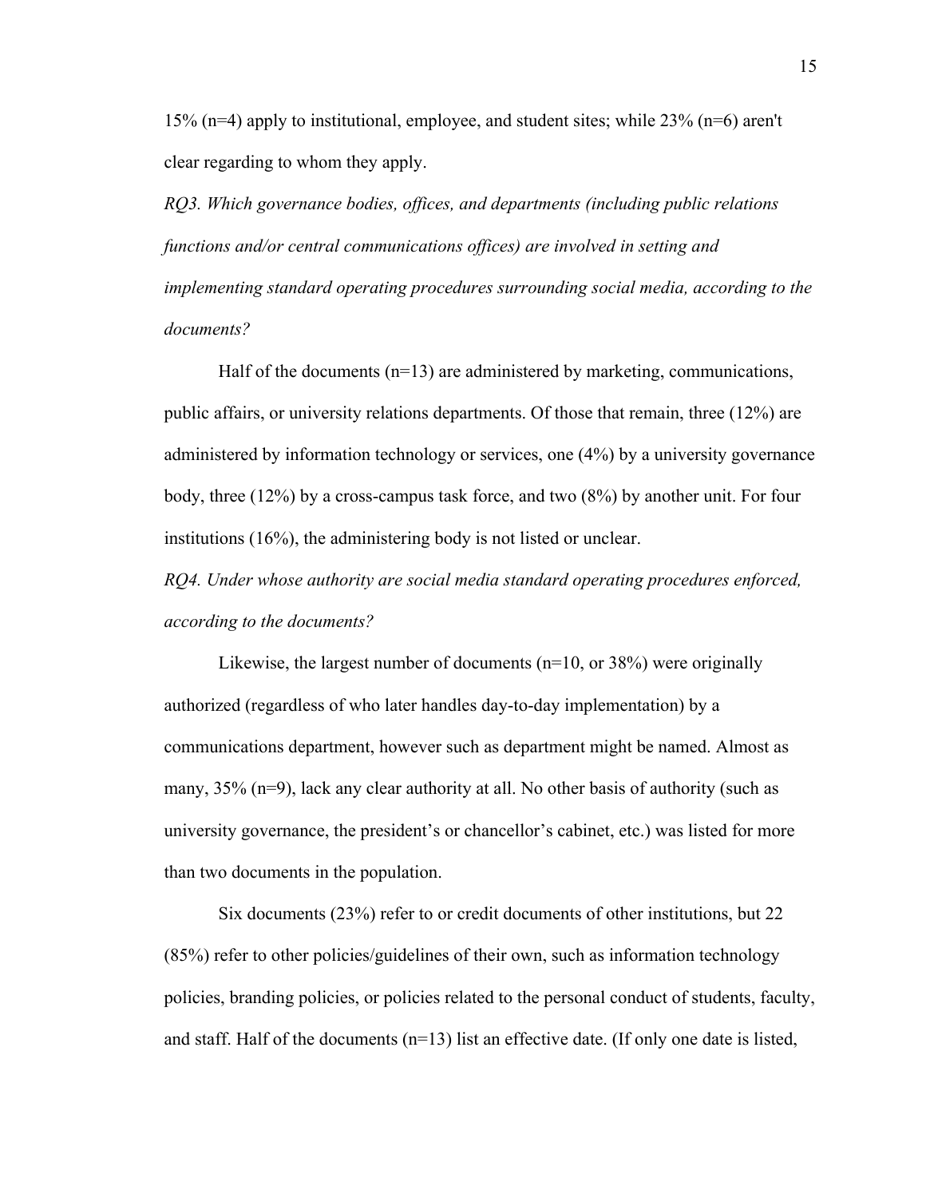15% (n=4) apply to institutional, employee, and student sites; while 23% (n=6) aren't clear regarding to whom they apply.

*RQ3. Which governance bodies, offices, and departments (including public relations functions and/or central communications offices) are involved in setting and implementing standard operating procedures surrounding social media, according to the documents?*

Half of the documents (n=13) are administered by marketing, communications, public affairs, or university relations departments. Of those that remain, three (12%) are administered by information technology or services, one (4%) by a university governance body, three (12%) by a cross-campus task force, and two (8%) by another unit. For four institutions (16%), the administering body is not listed or unclear.

*RQ4. Under whose authority are social media standard operating procedures enforced, according to the documents?*

Likewise, the largest number of documents (n=10, or 38%) were originally authorized (regardless of who later handles day-to-day implementation) by a communications department, however such as department might be named. Almost as many, 35% (n=9), lack any clear authority at all. No other basis of authority (such as university governance, the president's or chancellor's cabinet, etc.) was listed for more than two documents in the population.

Six documents (23%) refer to or credit documents of other institutions, but 22 (85%) refer to other policies/guidelines of their own, such as information technology policies, branding policies, or policies related to the personal conduct of students, faculty, and staff. Half of the documents (n=13) list an effective date. (If only one date is listed,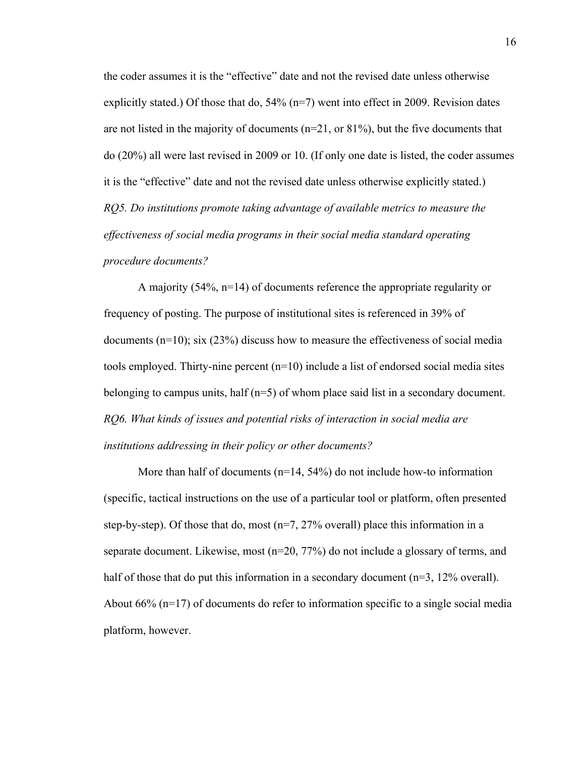the coder assumes it is the "effective" date and not the revised date unless otherwise explicitly stated.) Of those that do, 54% (n=7) went into effect in 2009. Revision dates are not listed in the majority of documents (n=21, or 81%), but the five documents that do (20%) all were last revised in 2009 or 10. (If only one date is listed, the coder assumes it is the "effective" date and not the revised date unless otherwise explicitly stated.)

*RQ5. Do institutions promote taking advantage of available metrics to measure the effectiveness of social media programs in their social media standard operating procedure documents?*

A majority (54%, n=14) of documents reference the appropriate regularity or frequency of posting. The purpose of institutional sites is referenced in 39% of documents (n=10); six (23%) discuss how to measure the effectiveness of social media tools employed. Thirty-nine percent (n=10) include a list of endorsed social media sites belonging to campus units, half (n=5) of whom place said list in a secondary document.

*RQ6. What kinds of issues and potential risks of interaction in social media are institutions addressing in their policy or other documents?*

More than half of documents (n=14, 54%) do not include how-to information (specific, tactical instructions on the use of a particular tool or platform, often presented step-by-step). Of those that do, most (n=7, 27% overall) place this information in a separate document. Likewise, most (n=20, 77%) do not include a glossary of terms, and half of those that do put this information in a secondary document (n=3, 12% overall). About 66% (n=17) of documents do refer to information specific to a single social media platform, however.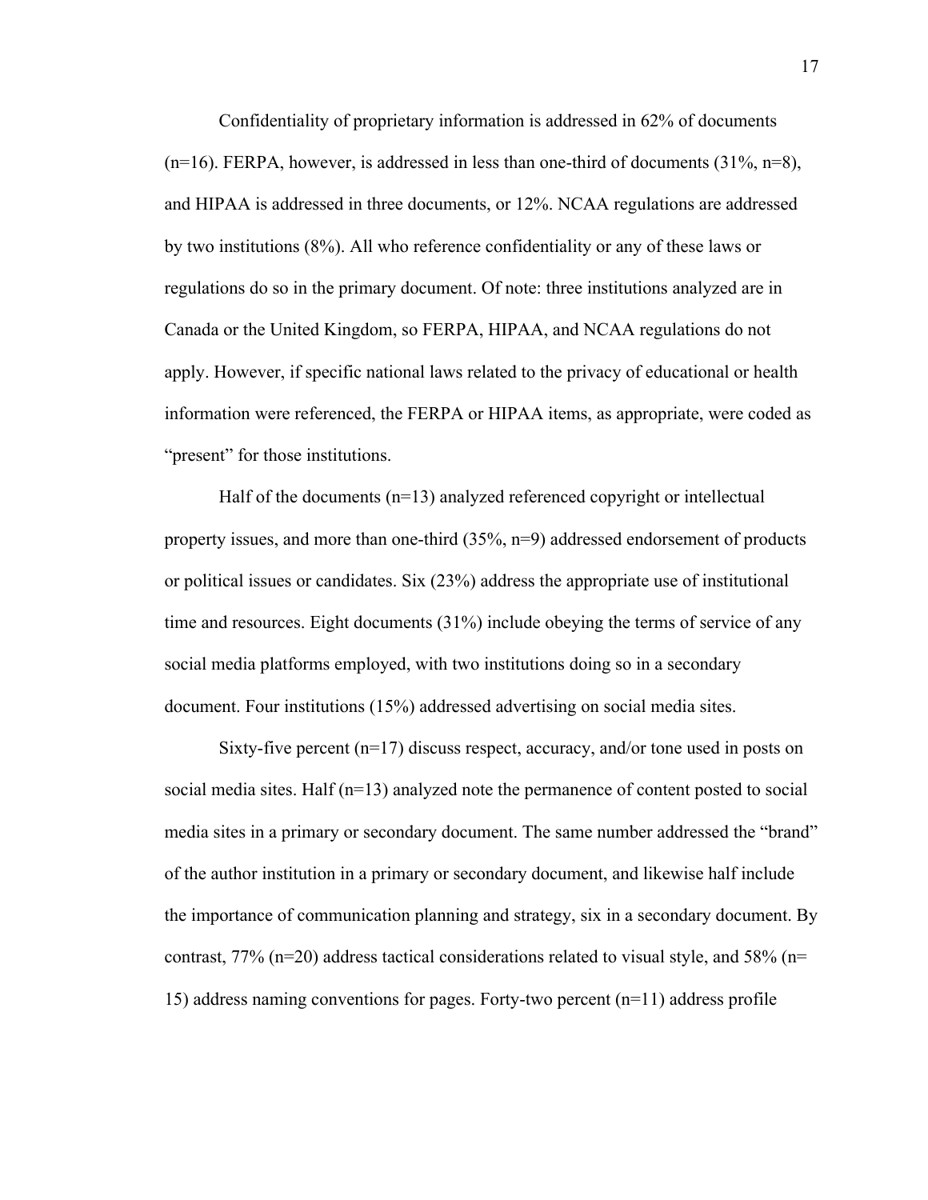Confidentiality of proprietary information is addressed in 62% of documents (n=16). FERPA, however, is addressed in less than one-third of documents (31%, n=8), and HIPAA is addressed in three documents, or 12%. NCAA regulations are addressed by two institutions (8%). All who reference confidentiality or any of these laws or regulations do so in the primary document. Of note: three institutions analyzed are in Canada or the United Kingdom, so FERPA, HIPAA, and NCAA regulations do not apply. However, if specific national laws related to the privacy of educational or health information were referenced, the FERPA or HIPAA items, as appropriate, were coded as "present" for those institutions.

Half of the documents (n=13) analyzed referenced copyright or intellectual property issues, and more than one-third (35%, n=9) addressed endorsement of products or political issues or candidates. Six (23%) address the appropriate use of institutional time and resources. Eight documents (31%) include obeying the terms of service of any social media platforms employed, with two institutions doing so in a secondary document. Four institutions (15%) addressed advertising on social media sites.

Sixty-five percent (n=17) discuss respect, accuracy, and/or tone used in posts on social media sites. Half (n=13) analyzed note the permanence of content posted to social media sites in a primary or secondary document. The same number addressed the "brand" of the author institution in a primary or secondary document, and likewise half include the importance of communication planning and strategy, six in a secondary document. By contrast, 77% (n=20) address tactical considerations related to visual style, and 58% (n= 15) address naming conventions for pages. Forty-two percent (n=11) address profile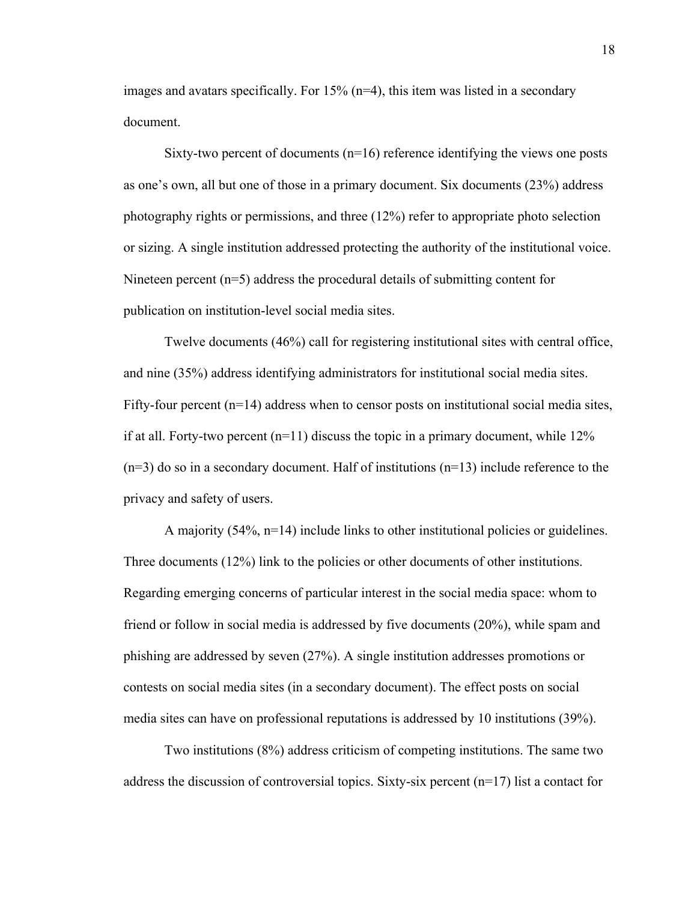images and avatars specifically. For 15% (n=4), this item was listed in a secondary document.

Sixty-two percent of documents (n=16) reference identifying the views one posts as one's own, all but one of those in a primary document. Six documents (23%) address photography rights or permissions, and three (12%) refer to appropriate photo selection or sizing. A single institution addressed protecting the authority of the institutional voice. Nineteen percent (n=5) address the procedural details of submitting content for publication on institution-level social media sites.

Twelve documents (46%) call for registering institutional sites with central office, and nine (35%) address identifying administrators for institutional social media sites. Fifty-four percent (n=14) address when to censor posts on institutional social media sites, if at all. Forty-two percent (n=11) discuss the topic in a primary document, while 12% (n=3) do so in a secondary document. Half of institutions (n=13) include reference to the privacy and safety of users.

A majority (54%, n=14) include links to other institutional policies or guidelines. Three documents (12%) link to the policies or other documents of other institutions. Regarding emerging concerns of particular interest in the social media space: whom to friend or follow in social media is addressed by five documents (20%), while spam and phishing are addressed by seven (27%). A single institution addresses promotions or contests on social media sites (in a secondary document). The effect posts on social media sites can have on professional reputations is addressed by 10 institutions (39%).

Two institutions (8%) address criticism of competing institutions. The same two address the discussion of controversial topics. Sixty-six percent (n=17) list a contact for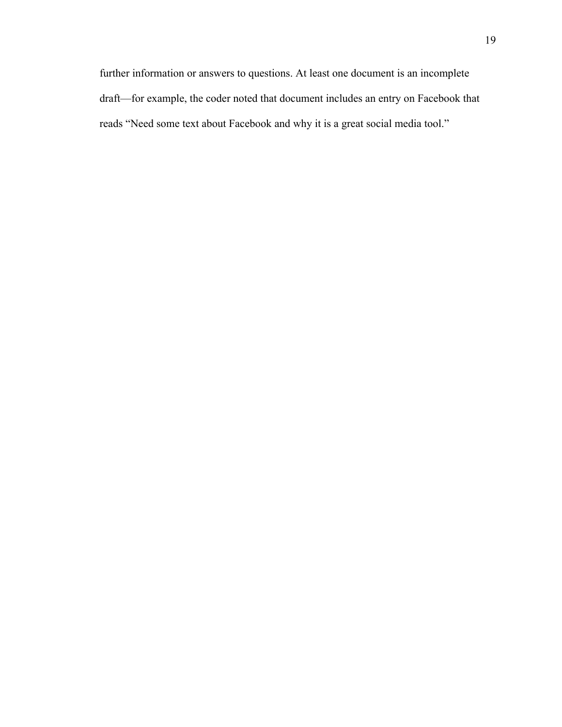further information or answers to questions. At least one document is an incomplete draft—for example, the coder noted that document includes an entry on Facebook that reads “Need some text about Facebook and why it is a great social media tool.”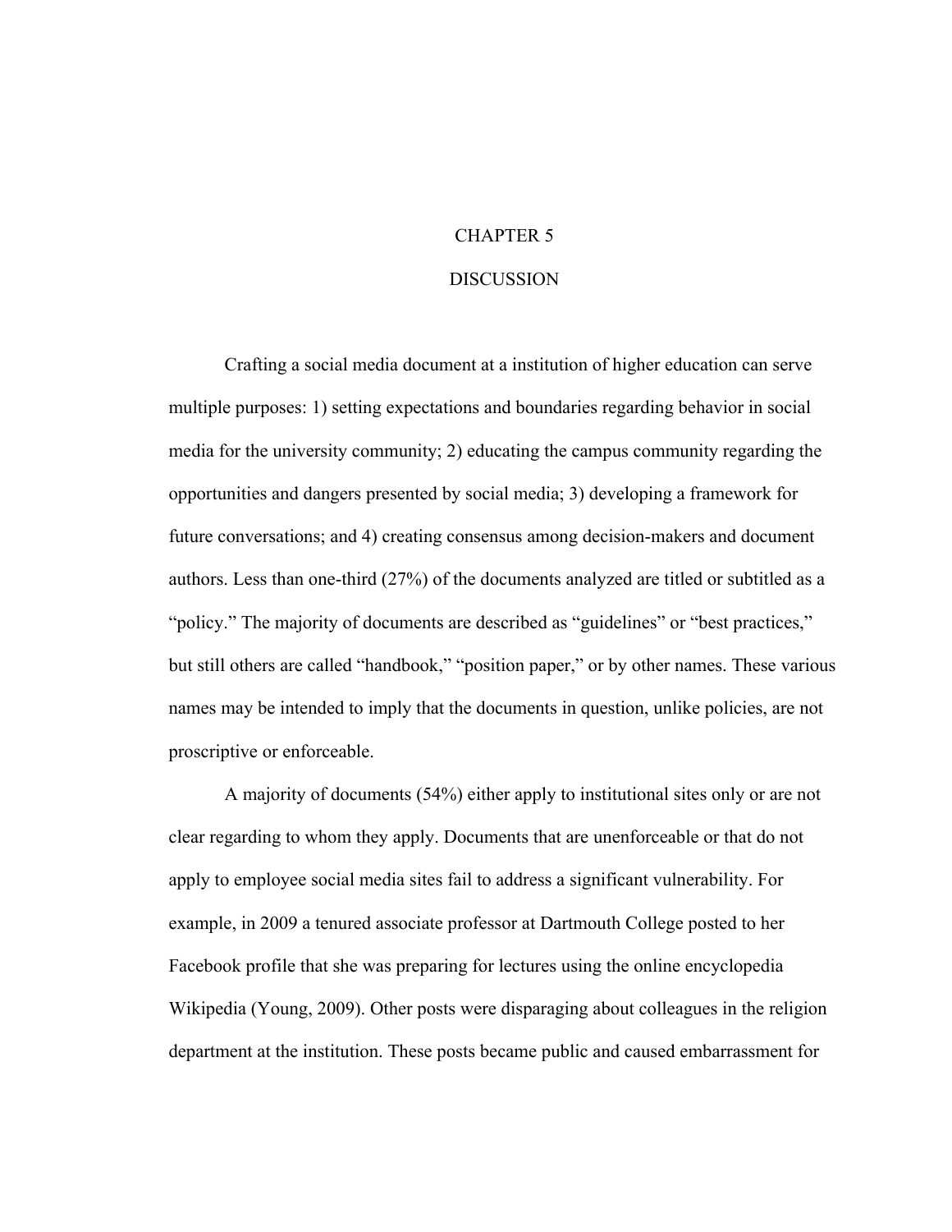# CHAPTER 5

# DISCUSSION

Crafting a social media document at a institution of higher education can serve multiple purposes: 1) setting expectations and boundaries regarding behavior in social media for the university community; 2) educating the campus community regarding the opportunities and dangers presented by social media; 3) developing a framework for future conversations; and 4) creating consensus among decision-makers and document authors. Less than one-third (27%) of the documents analyzed are titled or subtitled as a "policy." The majority of documents are described as "guidelines" or "best practices," but still others are called "handbook," "position paper," or by other names. These various names may be intended to imply that the documents in question, unlike policies, are not proscriptive or enforceable.

A majority of documents (54%) either apply to institutional sites only or are not clear regarding to whom they apply. Documents that are unenforceable or that do not apply to employee social media sites fail to address a significant vulnerability. For example, in 2009 a tenured associate professor at Dartmouth College posted to her Facebook profile that she was preparing for lectures using the online encyclopedia Wikipedia (Young, 2009). Other posts were disparaging about colleagues in the religion department at the institution. These posts became public and caused embarrassment for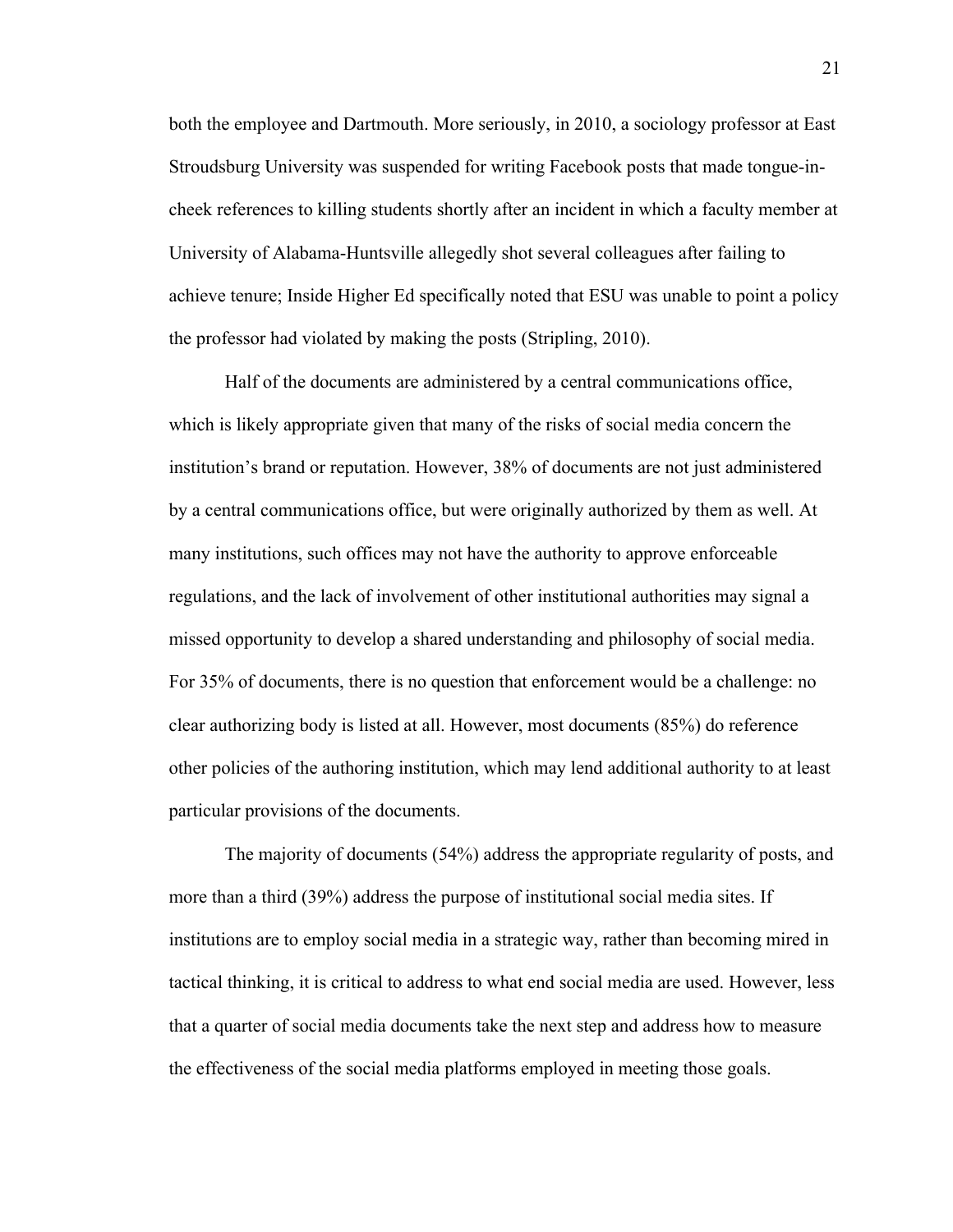both the employee and Dartmouth. More seriously, in 2010, a sociology professor at East Stroudsburg University was suspended for writing Facebook posts that made tongue-in-cheek references to killing students shortly after an incident in which a faculty member at University of Alabama-Huntsville allegedly shot several colleagues after failing to achieve tenure; Inside Higher Ed specifically noted that ESU was unable to point a policy the professor had violated by making the posts (Stripling, 2010).

Half of the documents are administered by a central communications office, which is likely appropriate given that many of the risks of social media concern the institution's brand or reputation. However, 38% of documents are not just administered by a central communications office, but were originally authorized by them as well. At many institutions, such offices may not have the authority to approve enforceable regulations, and the lack of involvement of other institutional authorities may signal a missed opportunity to develop a shared understanding and philosophy of social media. For 35% of documents, there is no question that enforcement would be a challenge: no clear authorizing body is listed at all. However, most documents (85%) do reference other policies of the authoring institution, which may lend additional authority to at least particular provisions of the documents.

The majority of documents (54%) address the appropriate regularity of posts, and more than a third (39%) address the purpose of institutional social media sites. If institutions are to employ social media in a strategic way, rather than becoming mired in tactical thinking, it is critical to address to what end social media are used. However, less that a quarter of social media documents take the next step and address how to measure the effectiveness of the social media platforms employed in meeting those goals.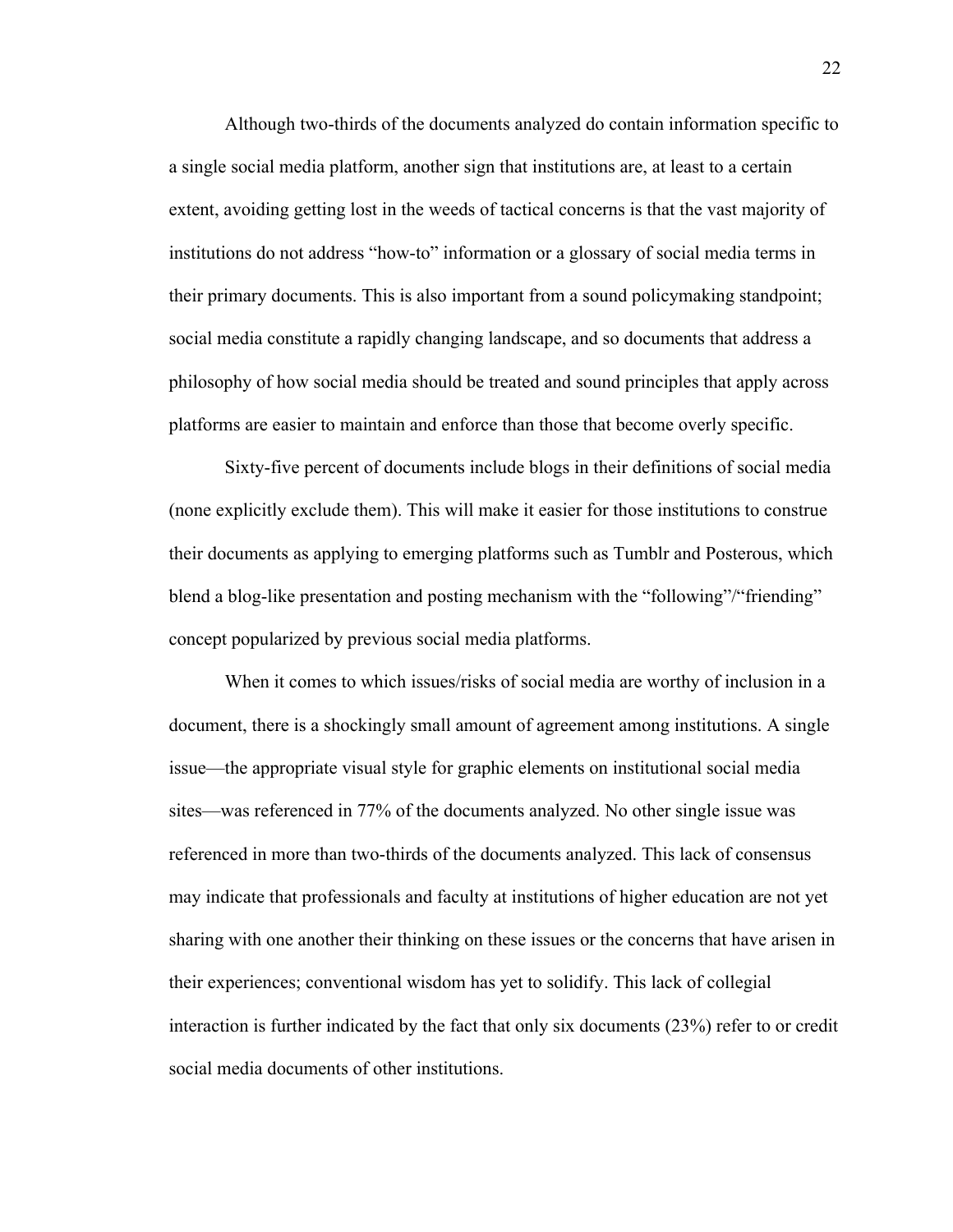Although two-thirds of the documents analyzed do contain information specific to a single social media platform, another sign that institutions are, at least to a certain extent, avoiding getting lost in the weeds of tactical concerns is that the vast majority of institutions do not address "how-to" information or a glossary of social media terms in their primary documents. This is also important from a sound policymaking standpoint; social media constitute a rapidly changing landscape, and so documents that address a philosophy of how social media should be treated and sound principles that apply across platforms are easier to maintain and enforce than those that become overly specific.

Sixty-five percent of documents include blogs in their definitions of social media (none explicitly exclude them). This will make it easier for those institutions to construe their documents as applying to emerging platforms such as Tumblr and Posterous, which blend a blog-like presentation and posting mechanism with the "following"/"friending" concept popularized by previous social media platforms.

When it comes to which issues/risks of social media are worthy of inclusion in a document, there is a shockingly small amount of agreement among institutions. A single issue—the appropriate visual style for graphic elements on institutional social media sites—was referenced in 77% of the documents analyzed. No other single issue was referenced in more than two-thirds of the documents analyzed. This lack of consensus may indicate that professionals and faculty at institutions of higher education are not yet sharing with one another their thinking on these issues or the concerns that have arisen in their experiences; conventional wisdom has yet to solidify. This lack of collegial interaction is further indicated by the fact that only six documents (23%) refer to or credit social media documents of other institutions.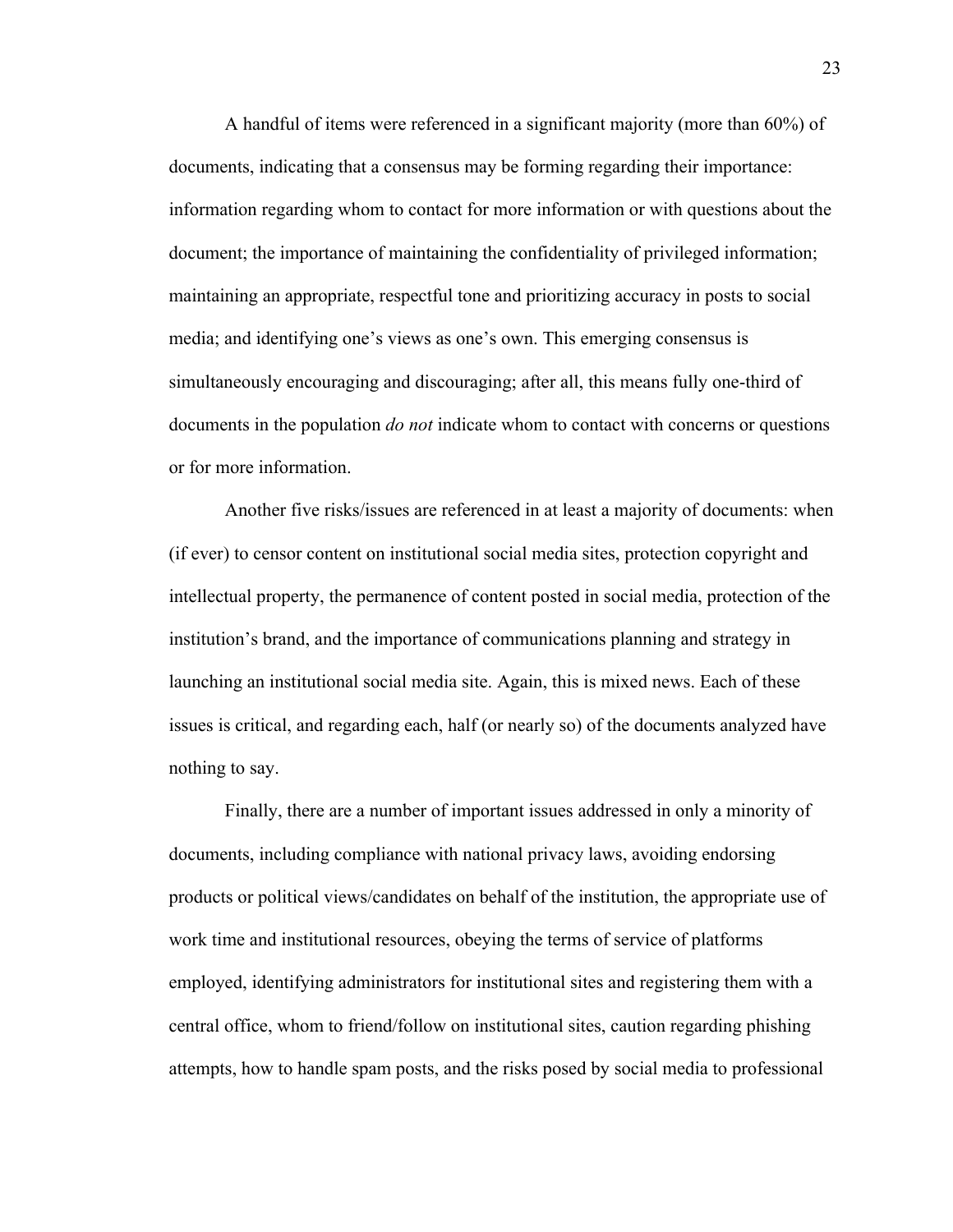A handful of items were referenced in a significant majority (more than 60%) of documents, indicating that a consensus may be forming regarding their importance: information regarding whom to contact for more information or with questions about the document; the importance of maintaining the confidentiality of privileged information; maintaining an appropriate, respectful tone and prioritizing accuracy in posts to social media; and identifying one's views as one's own. This emerging consensus is simultaneously encouraging and discouraging; after all, this means fully one-third of documents in the population *do not* indicate whom to contact with concerns or questions or for more information.

Another five risks/issues are referenced in at least a majority of documents: when (if ever) to censor content on institutional social media sites, protection copyright and intellectual property, the permanence of content posted in social media, protection of the institution's brand, and the importance of communications planning and strategy in launching an institutional social media site. Again, this is mixed news. Each of these issues is critical, and regarding each, half (or nearly so) of the documents analyzed have nothing to say.

Finally, there are a number of important issues addressed in only a minority of documents, including compliance with national privacy laws, avoiding endorsing products or political views/candidates on behalf of the institution, the appropriate use of work time and institutional resources, obeying the terms of service of platforms employed, identifying administrators for institutional sites and registering them with a central office, whom to friend/follow on institutional sites, caution regarding phishing attempts, how to handle spam posts, and the risks posed by social media to professional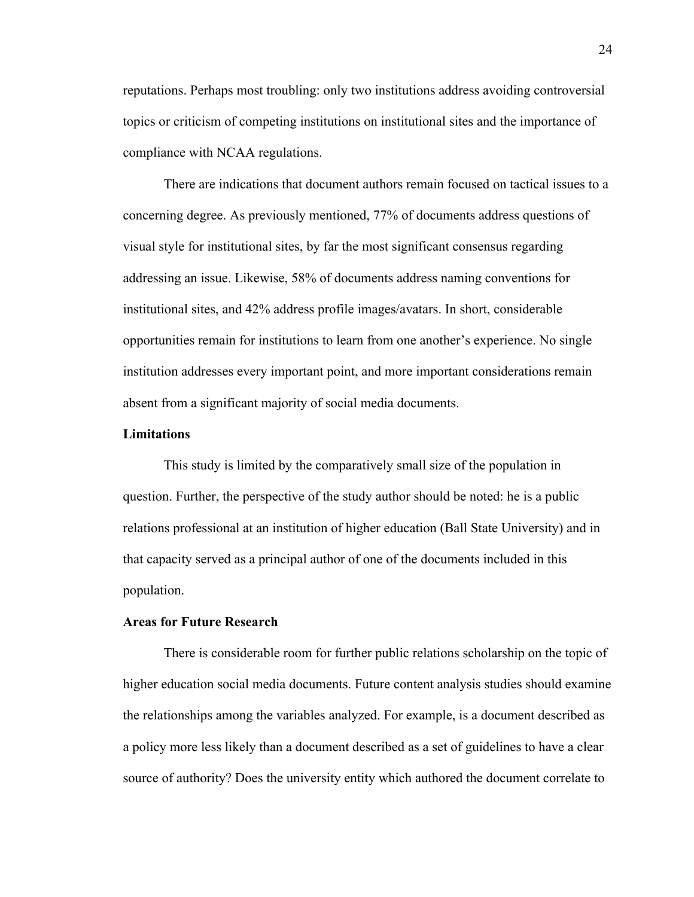reputations. Perhaps most troubling: only two institutions address avoiding controversial topics or criticism of competing institutions on institutional sites and the importance of compliance with NCAA regulations.

There are indications that document authors remain focused on tactical issues to a concerning degree. As previously mentioned, 77% of documents address questions of visual style for institutional sites, by far the most significant consensus regarding addressing an issue. Likewise, 58% of documents address naming conventions for institutional sites, and 42% address profile images/avatars. In short, considerable opportunities remain for institutions to learn from one another's experience. No single institution addresses every important point, and more important considerations remain absent from a significant majority of social media documents.

**Limitations**

This study is limited by the comparatively small size of the population in question. Further, the perspective of the study author should be noted: he is a public relations professional at an institution of higher education (Ball State University) and in that capacity served as a principal author of one of the documents included in this population.

**Areas for Future Research**

There is considerable room for further public relations scholarship on the topic of higher education social media documents. Future content analysis studies should examine the relationships among the variables analyzed. For example, is a document described as a policy more less likely than a document described as a set of guidelines to have a clear source of authority? Does the university entity which authored the document correlate to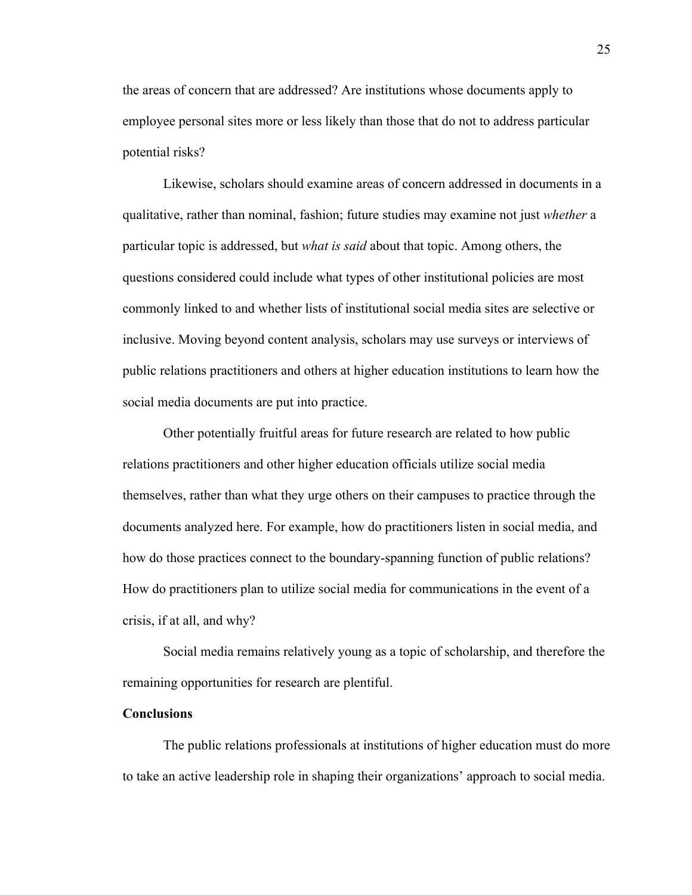the areas of concern that are addressed? Are institutions whose documents apply to employee personal sites more or less likely than those that do not to address particular potential risks?

Likewise, scholars should examine areas of concern addressed in documents in a qualitative, rather than nominal, fashion; future studies may examine not just *whether* a particular topic is addressed, but *what is said* about that topic. Among others, the questions considered could include what types of other institutional policies are most commonly linked to and whether lists of institutional social media sites are selective or inclusive. Moving beyond content analysis, scholars may use surveys or interviews of public relations practitioners and others at higher education institutions to learn how the social media documents are put into practice.

Other potentially fruitful areas for future research are related to how public relations practitioners and other higher education officials utilize social media themselves, rather than what they urge others on their campuses to practice through the documents analyzed here. For example, how do practitioners listen in social media, and how do those practices connect to the boundary-spanning function of public relations? How do practitioners plan to utilize social media for communications in the event of a crisis, if at all, and why?

Social media remains relatively young as a topic of scholarship, and therefore the remaining opportunities for research are plentiful.

**Conclusions**

The public relations professionals at institutions of higher education must do more to take an active leadership role in shaping their organizations' approach to social media.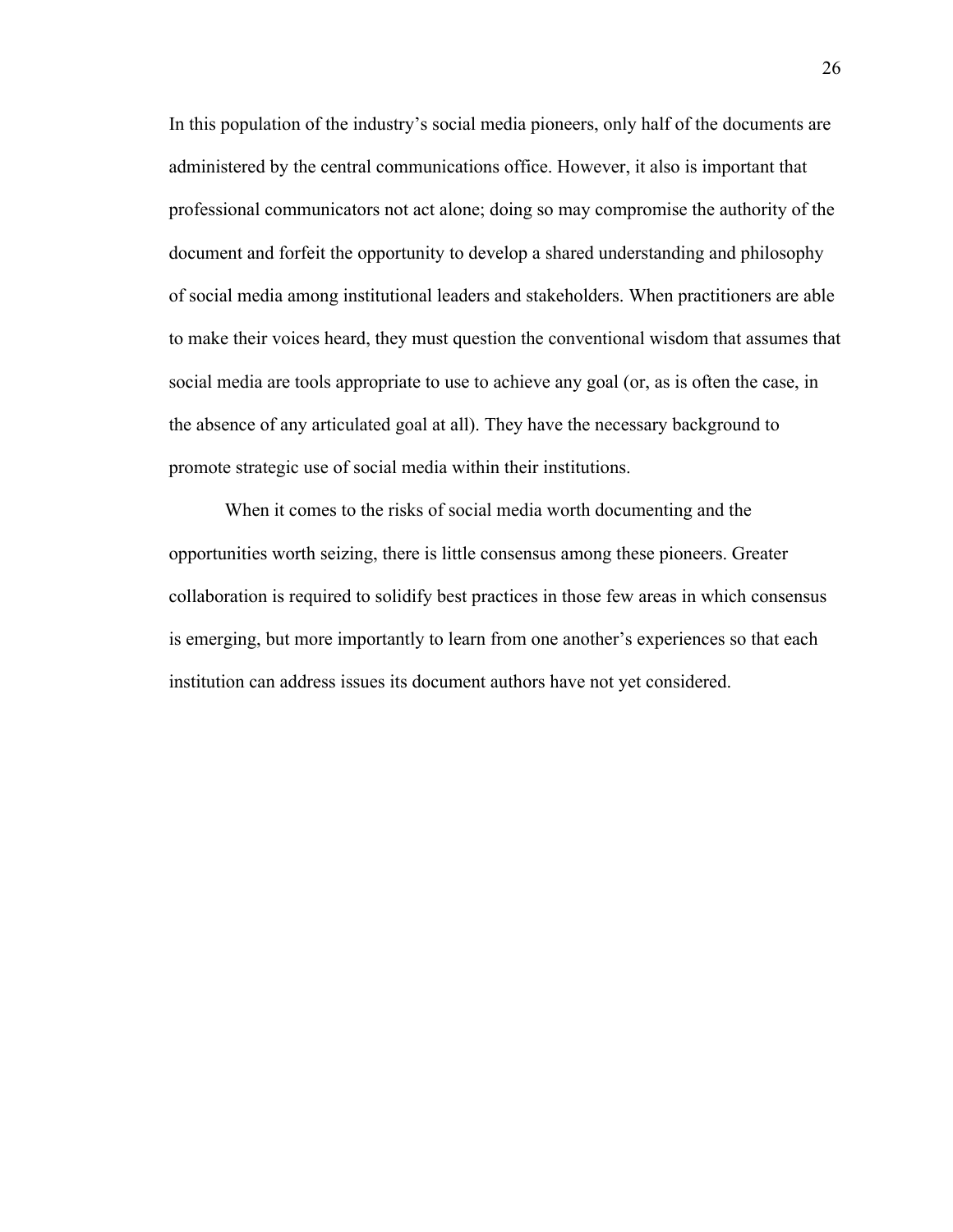In this population of the industry's social media pioneers, only half of the documents are administered by the central communications office. However, it also is important that professional communicators not act alone; doing so may compromise the authority of the document and forfeit the opportunity to develop a shared understanding and philosophy of social media among institutional leaders and stakeholders. When practitioners are able to make their voices heard, they must question the conventional wisdom that assumes that social media are tools appropriate to use to achieve any goal (or, as is often the case, in the absence of any articulated goal at all). They have the necessary background to promote strategic use of social media within their institutions.

When it comes to the risks of social media worth documenting and the opportunities worth seizing, there is little consensus among these pioneers. Greater collaboration is required to solidify best practices in those few areas in which consensus is emerging, but more importantly to learn from one another's experiences so that each institution can address issues its document authors have not yet considered.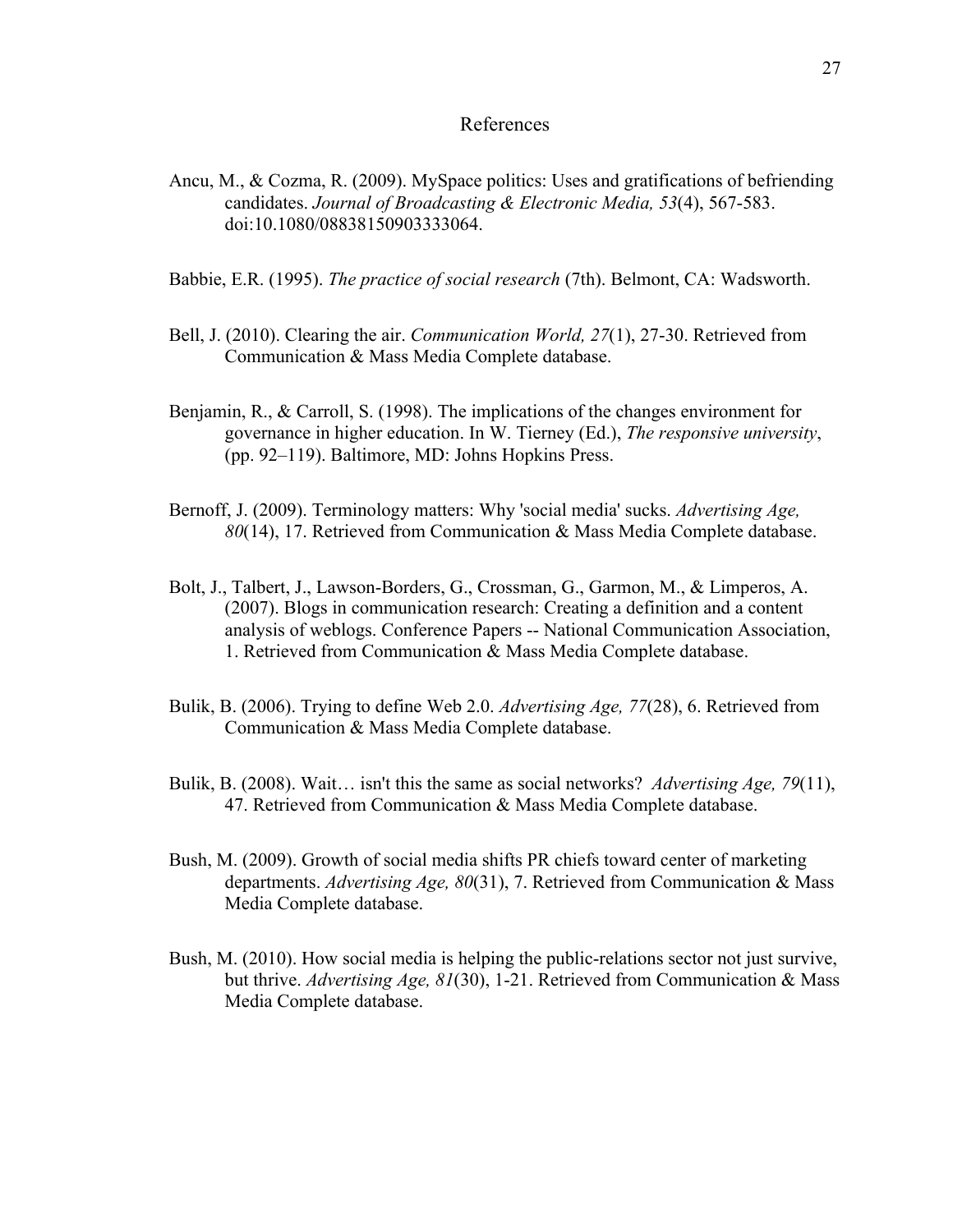# References

Ancu, M., & Cozma, R. (2009). MySpace politics: Uses and gratifications of befriending candidates. *Journal of Broadcasting & Electronic Media, 53*(4), 567-583. doi:10.1080/08838150903333064.

Babbie, E.R. (1995). *The practice of social research* (7th). Belmont, CA: Wadsworth.

Bell, J. (2010). Clearing the air. *Communication World, 27*(1), 27-30. Retrieved from Communication & Mass Media Complete database.

Benjamin, R., & Carroll, S. (1998). The implications of the changes environment for governance in higher education. In W. Tierney (Ed.), *The responsive university*, (pp. 92–119). Baltimore, MD: Johns Hopkins Press.

Bernoff, J. (2009). Terminology matters: Why 'social media' sucks. *Advertising Age, 80*(14), 17. Retrieved from Communication & Mass Media Complete database.

Bolt, J., Talbert, J., Lawson-Borders, G., Crossman, G., Garmon, M., & Limperos, A. (2007). Blogs in communication research: Creating a definition and a content analysis of weblogs. Conference Papers -- National Communication Association, 1. Retrieved from Communication & Mass Media Complete database.

Bulik, B. (2006). Trying to define Web 2.0. *Advertising Age, 77*(28), 6. Retrieved from Communication & Mass Media Complete database.

Bulik, B. (2008). Wait… isn't this the same as social networks? *Advertising Age, 79*(11), 47. Retrieved from Communication & Mass Media Complete database.

Bush, M. (2009). Growth of social media shifts PR chiefs toward center of marketing departments. *Advertising Age, 80*(31), 7. Retrieved from Communication & Mass Media Complete database.

Bush, M. (2010). How social media is helping the public-relations sector not just survive, but thrive. *Advertising Age, 81*(30), 1-21. Retrieved from Communication & Mass Media Complete database.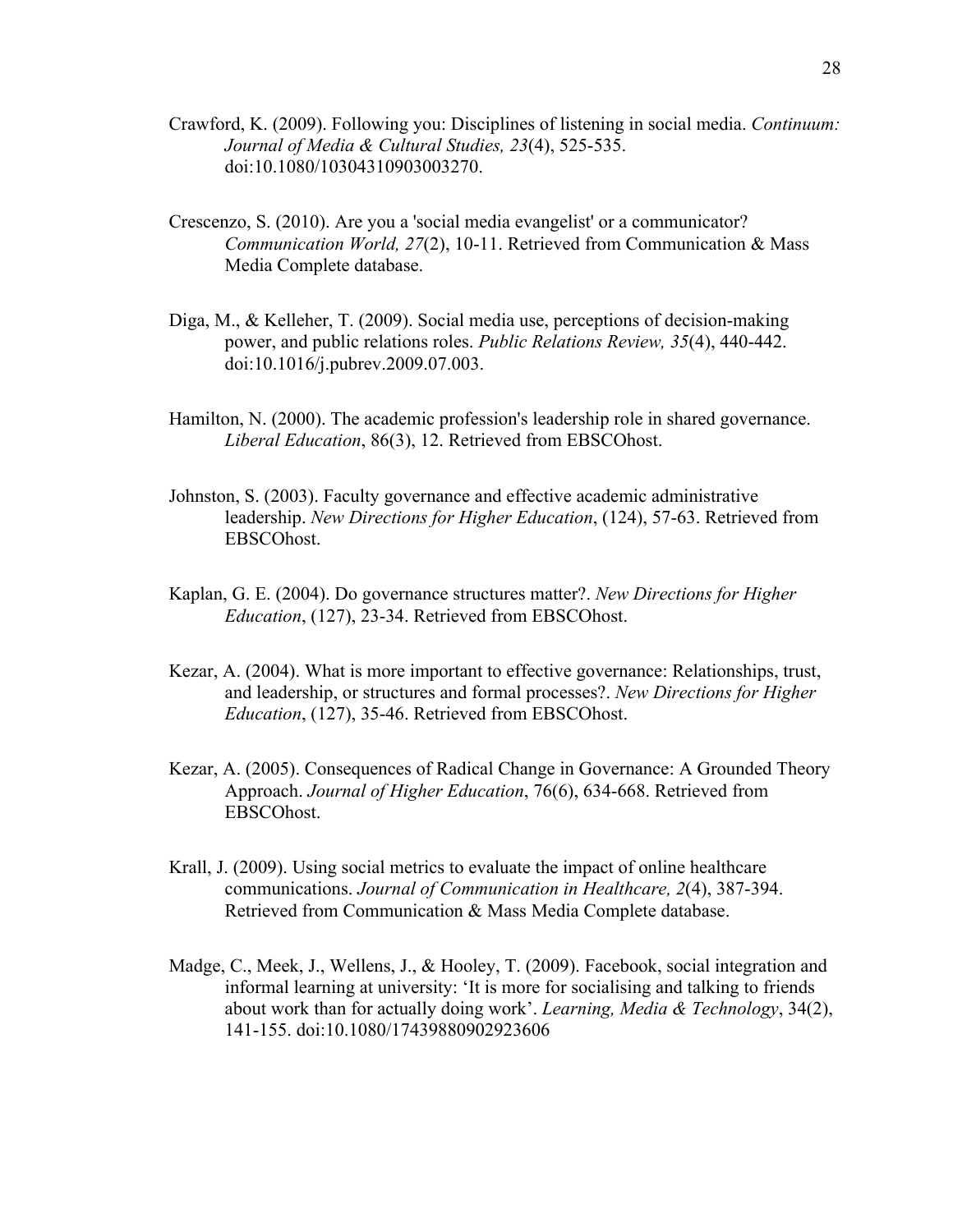Crawford, K. (2009). Following you: Disciplines of listening in social media. *Continuum: Journal of Media & Cultural Studies, 23*(4), 525-535. doi:10.1080/10304310903003270.

Crescenzo, S. (2010). Are you a 'social media evangelist' or a communicator? *Communication World, 27*(2), 10-11. Retrieved from Communication & Mass Media Complete database.

Diga, M., & Kelleher, T. (2009). Social media use, perceptions of decision-making power, and public relations roles. *Public Relations Review, 35*(4), 440-442. doi:10.1016/j.pubrev.2009.07.003.

Hamilton, N. (2000). The academic profession's leadership role in shared governance. *Liberal Education*, 86(3), 12. Retrieved from EBSCOhost.

Johnston, S. (2003). Faculty governance and effective academic administrative leadership. *New Directions for Higher Education*, (124), 57-63. Retrieved from EBSCOhost.

Kaplan, G. E. (2004). Do governance structures matter?. *New Directions for Higher Education*, (127), 23-34. Retrieved from EBSCOhost.

Kezar, A. (2004). What is more important to effective governance: Relationships, trust, and leadership, or structures and formal processes?. *New Directions for Higher Education*, (127), 35-46. Retrieved from EBSCOhost.

Kezar, A. (2005). Consequences of Radical Change in Governance: A Grounded Theory Approach. *Journal of Higher Education*, 76(6), 634-668. Retrieved from EBSCOhost.

Krall, J. (2009). Using social metrics to evaluate the impact of online healthcare communications. *Journal of Communication in Healthcare, 2*(4), 387-394. Retrieved from Communication & Mass Media Complete database.

Madge, C., Meek, J., Wellens, J., & Hooley, T. (2009). Facebook, social integration and informal learning at university: 'It is more for socialising and talking to friends about work than for actually doing work'. *Learning, Media & Technology*, 34(2), 141-155. doi:10.1080/17439880902923606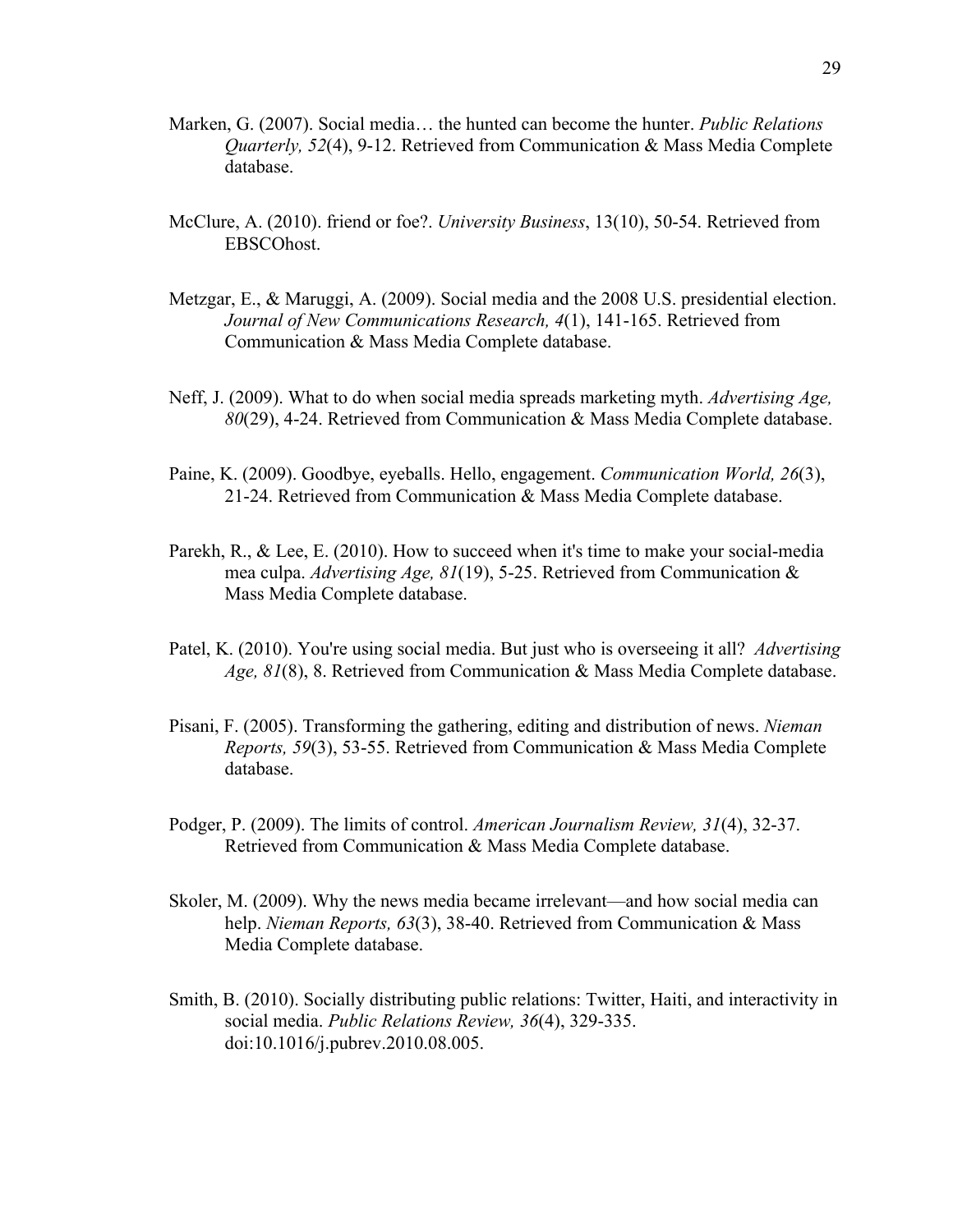Marken, G. (2007). Social media… the hunted can become the hunter. *Public Relations Quarterly, 52*(4), 9-12. Retrieved from Communication & Mass Media Complete database.

McClure, A. (2010). friend or foe?. *University Business*, 13(10), 50-54. Retrieved from EBSCOhost.

Metzgar, E., & Maruggi, A. (2009). Social media and the 2008 U.S. presidential election. *Journal of New Communications Research, 4*(1), 141-165. Retrieved from Communication & Mass Media Complete database.

Neff, J. (2009). What to do when social media spreads marketing myth. *Advertising Age, 80*(29), 4-24. Retrieved from Communication & Mass Media Complete database.

Paine, K. (2009). Goodbye, eyeballs. Hello, engagement. *Communication World, 26*(3), 21-24. Retrieved from Communication & Mass Media Complete database.

Parekh, R., & Lee, E. (2010). How to succeed when it's time to make your social-media mea culpa. *Advertising Age, 81*(19), 5-25. Retrieved from Communication & Mass Media Complete database.

Patel, K. (2010). You're using social media. But just who is overseeing it all? *Advertising Age, 81*(8), 8. Retrieved from Communication & Mass Media Complete database.

Pisani, F. (2005). Transforming the gathering, editing and distribution of news. *Nieman Reports, 59*(3), 53-55. Retrieved from Communication & Mass Media Complete database.

Podger, P. (2009). The limits of control. *American Journalism Review, 31*(4), 32-37. Retrieved from Communication & Mass Media Complete database.

Skoler, M. (2009). Why the news media became irrelevant—and how social media can help. *Nieman Reports, 63*(3), 38-40. Retrieved from Communication & Mass Media Complete database.

Smith, B. (2010). Socially distributing public relations: Twitter, Haiti, and interactivity in social media. *Public Relations Review, 36*(4), 329-335. doi:10.1016/j.pubrev.2010.08.005.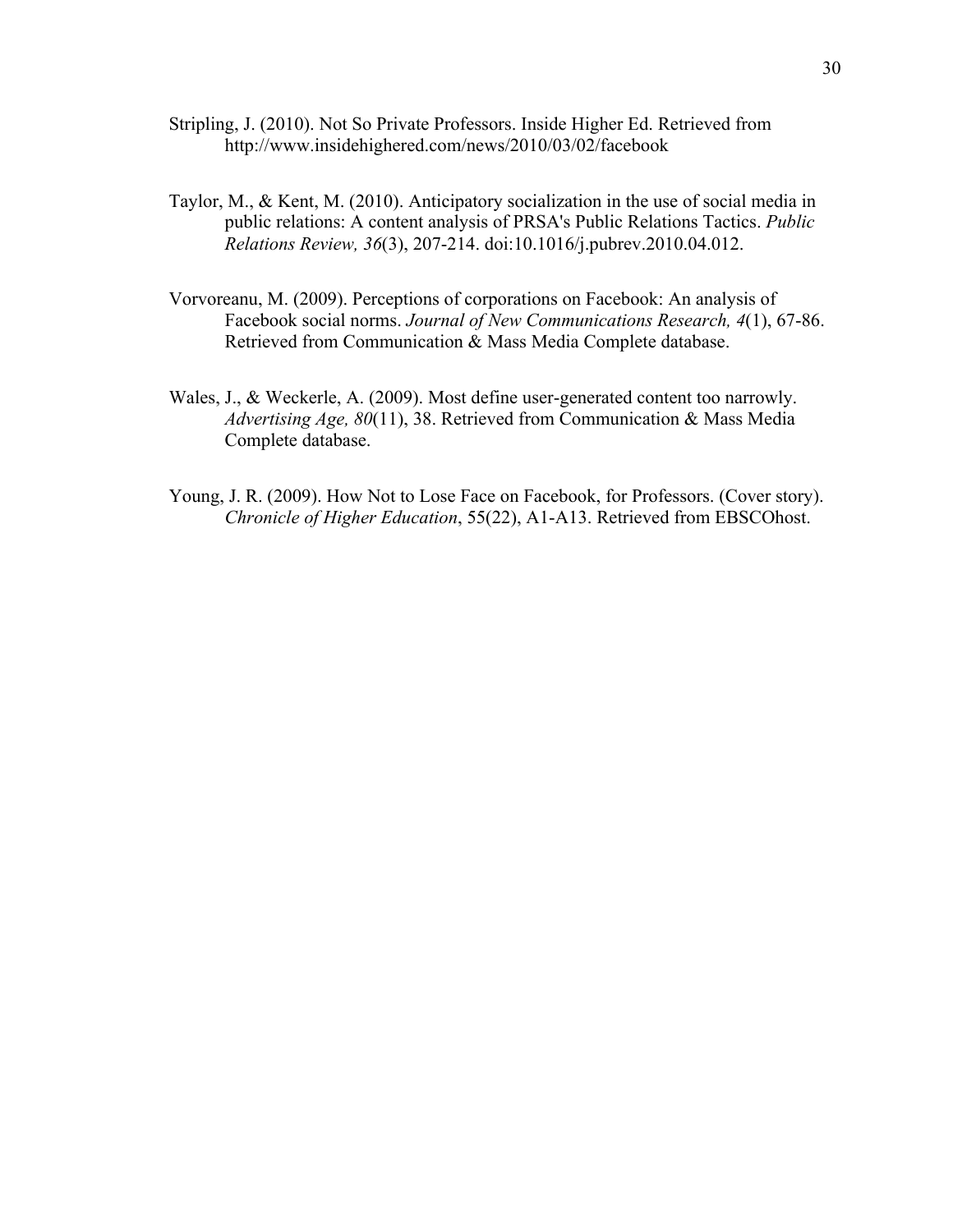Stripling, J. (2010). Not So Private Professors. Inside Higher Ed. Retrieved from http://www.insidehighered.com/news/2010/03/02/facebook

Taylor, M., & Kent, M. (2010). Anticipatory socialization in the use of social media in public relations: A content analysis of PRSA's Public Relations Tactics. *Public Relations Review, 36*(3), 207-214. doi:10.1016/j.pubrev.2010.04.012.

Vorvoreanu, M. (2009). Perceptions of corporations on Facebook: An analysis of Facebook social norms. *Journal of New Communications Research, 4*(1), 67-86. Retrieved from Communication & Mass Media Complete database.

Wales, J., & Weckerle, A. (2009). Most define user-generated content too narrowly. *Advertising Age, 80*(11), 38. Retrieved from Communication & Mass Media Complete database.

Young, J. R. (2009). How Not to Lose Face on Facebook, for Professors. (Cover story). *Chronicle of Higher Education*, 55(22), A1-A13. Retrieved from EBSCOhost.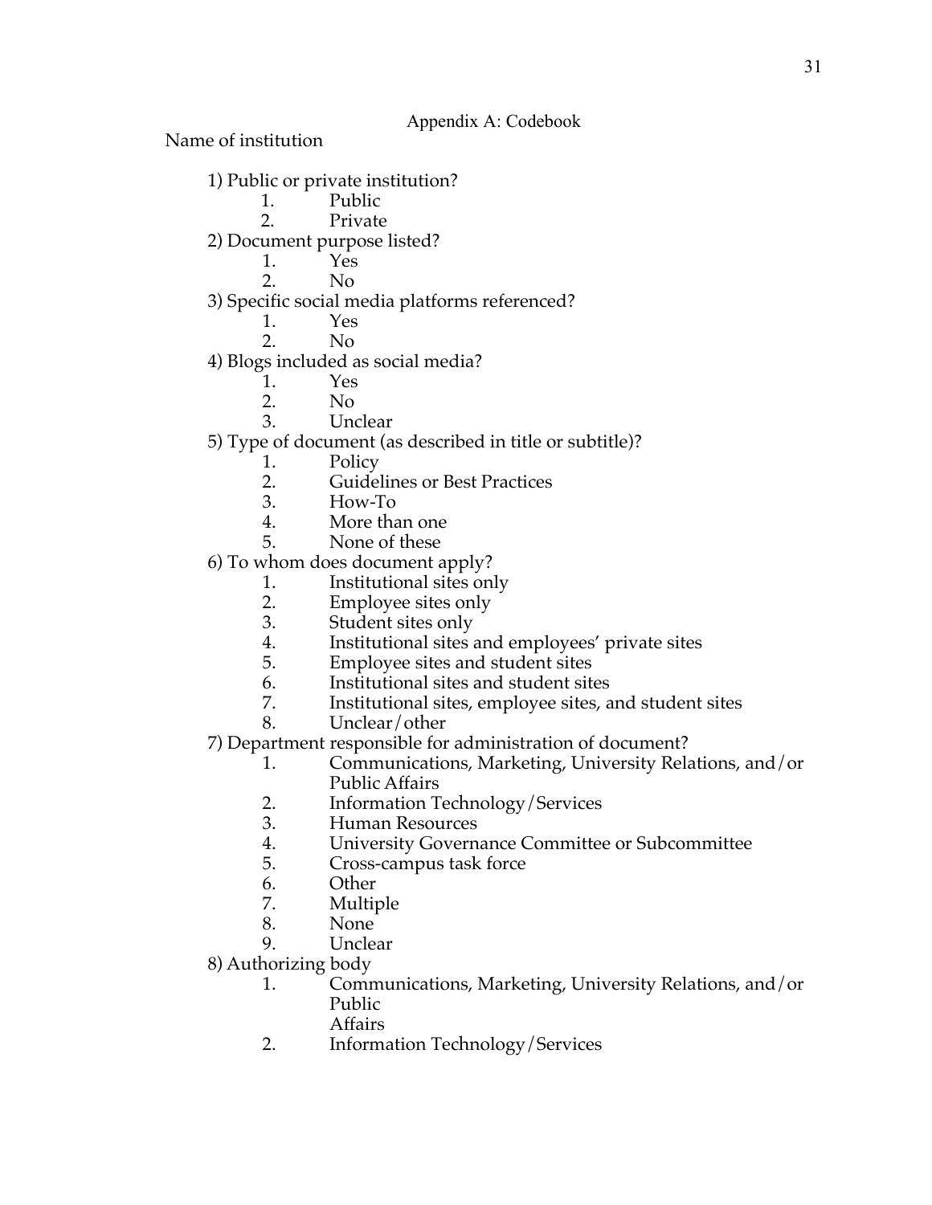## Appendix A: Codebook

Name of institution

1) Public or private institution?
   1. Public
   2. Private
2) Document purpose listed?
   1. Yes
   2. No
3) Specific social media platforms referenced?
   1. Yes
   2. No
4) Blogs included as social media?
   1. Yes
   2. No
   3. Unclear
5) Type of document (as described in title or subtitle)?
   1. Policy
   2. Guidelines or Best Practices
   3. How-To
   4. More than one
   5. None of these
6) To whom does document apply?
   1. Institutional sites only
   2. Employee sites only
   3. Student sites only
   4. Institutional sites and employees' private sites
   5. Employee sites and student sites
   6. Institutional sites and student sites
   7. Institutional sites, employee sites, and student sites
   8. Unclear/other
7) Department responsible for administration of document?
   1. Communications, Marketing, University Relations, and/or Public Affairs
   2. Information Technology/Services
   3. Human Resources
   4. University Governance Committee or Subcommittee
   5. Cross-campus task force
   6. Other
   7. Multiple
   8. None
   9. Unclear
8) Authorizing body
   1. Communications, Marketing, University Relations, and/or Public Affairs
   2. Information Technology/Services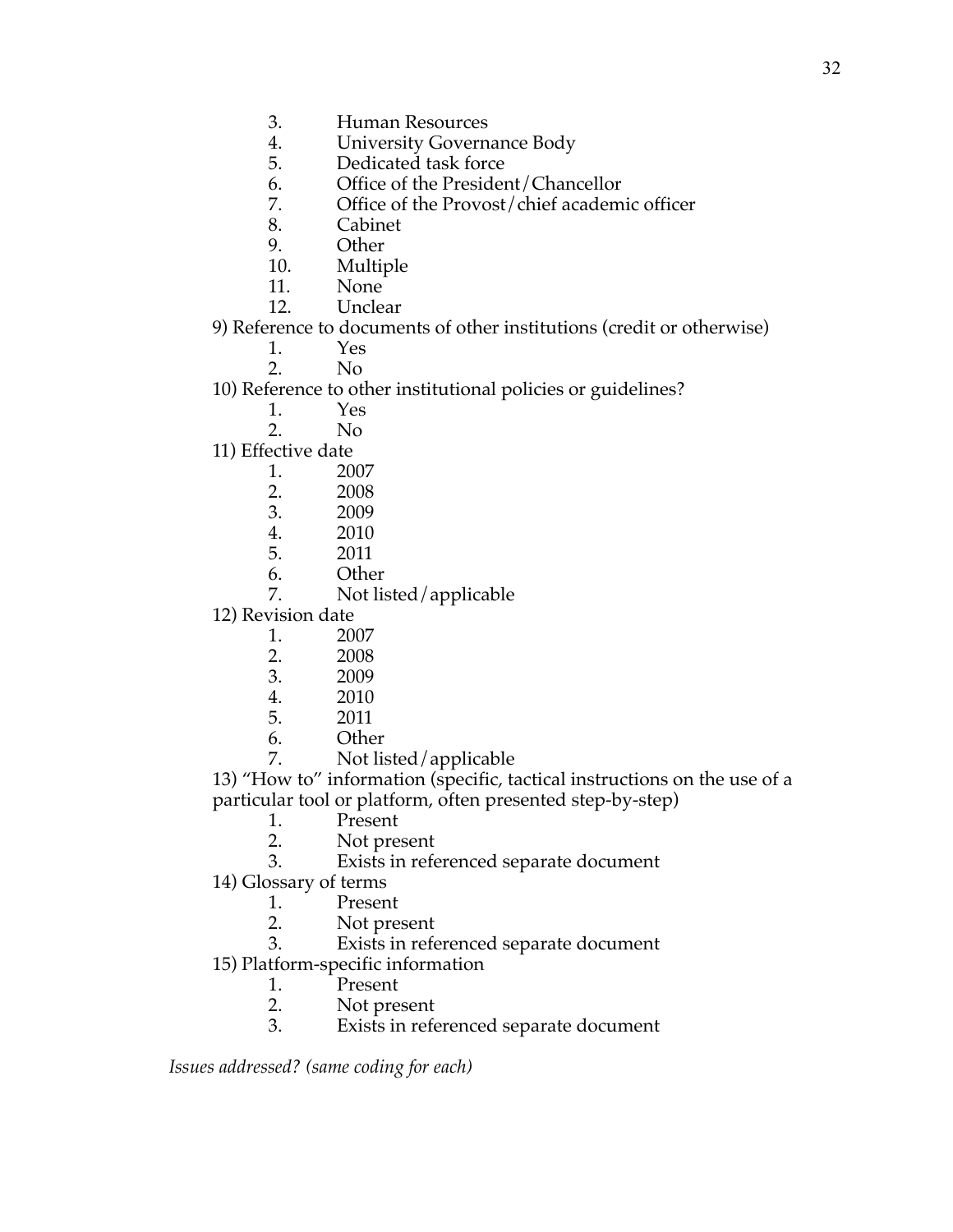3. Human Resources
4. University Governance Body
5. Dedicated task force
6. Office of the President/Chancellor
7. Office of the Provost/chief academic officer
8. Cabinet
9. Other
10. Multiple
11. None
12. Unclear

9) Reference to documents of other institutions (credit or otherwise)

1. Yes
2. No

10) Reference to other institutional policies or guidelines?

1. Yes
2. No

11) Effective date

1. 2007
2. 2008
3. 2009
4. 2010
5. 2011
6. Other
7. Not listed/applicable

12) Revision date

1. 2007
2. 2008
3. 2009
4. 2010
5. 2011
6. Other
7. Not listed/applicable

13) "How to" information (specific, tactical instructions on the use of a particular tool or platform, often presented step-by-step)

1. Present
2. Not present
3. Exists in referenced separate document

14) Glossary of terms

1. Present
2. Not present
3. Exists in referenced separate document

15) Platform-specific information

1. Present
2. Not present
3. Exists in referenced separate document

*Issues addressed? (same coding for each)*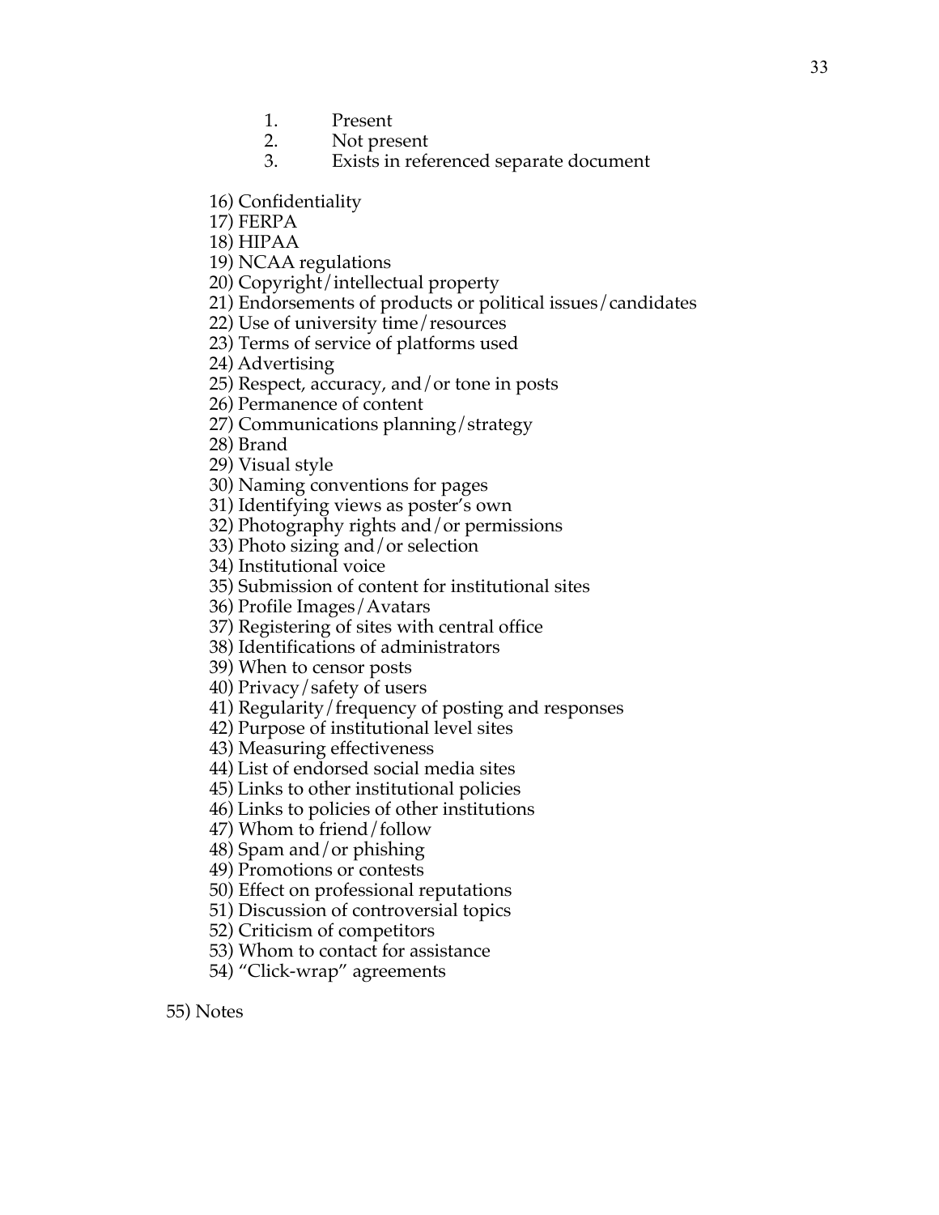1. Present
2. Not present
3. Exists in referenced separate document

16) Confidentiality
17) FERPA
18) HIPAA
19) NCAA regulations
20) Copyright/intellectual property
21) Endorsements of products or political issues/candidates
22) Use of university time/resources
23) Terms of service of platforms used
24) Advertising
25) Respect, accuracy, and/or tone in posts
26) Permanence of content
27) Communications planning/strategy
28) Brand
29) Visual style
30) Naming conventions for pages
31) Identifying views as poster's own
32) Photography rights and/or permissions
33) Photo sizing and/or selection
34) Institutional voice
35) Submission of content for institutional sites
36) Profile Images/Avatars
37) Registering of sites with central office
38) Identifications of administrators
39) When to censor posts
40) Privacy/safety of users
41) Regularity/frequency of posting and responses
42) Purpose of institutional level sites
43) Measuring effectiveness
44) List of endorsed social media sites
45) Links to other institutional policies
46) Links to policies of other institutions
47) Whom to friend/follow
48) Spam and/or phishing
49) Promotions or contests
50) Effect on professional reputations
51) Discussion of controversial topics
52) Criticism of competitors
53) Whom to contact for assistance
54) "Click-wrap" agreements

55) Notes